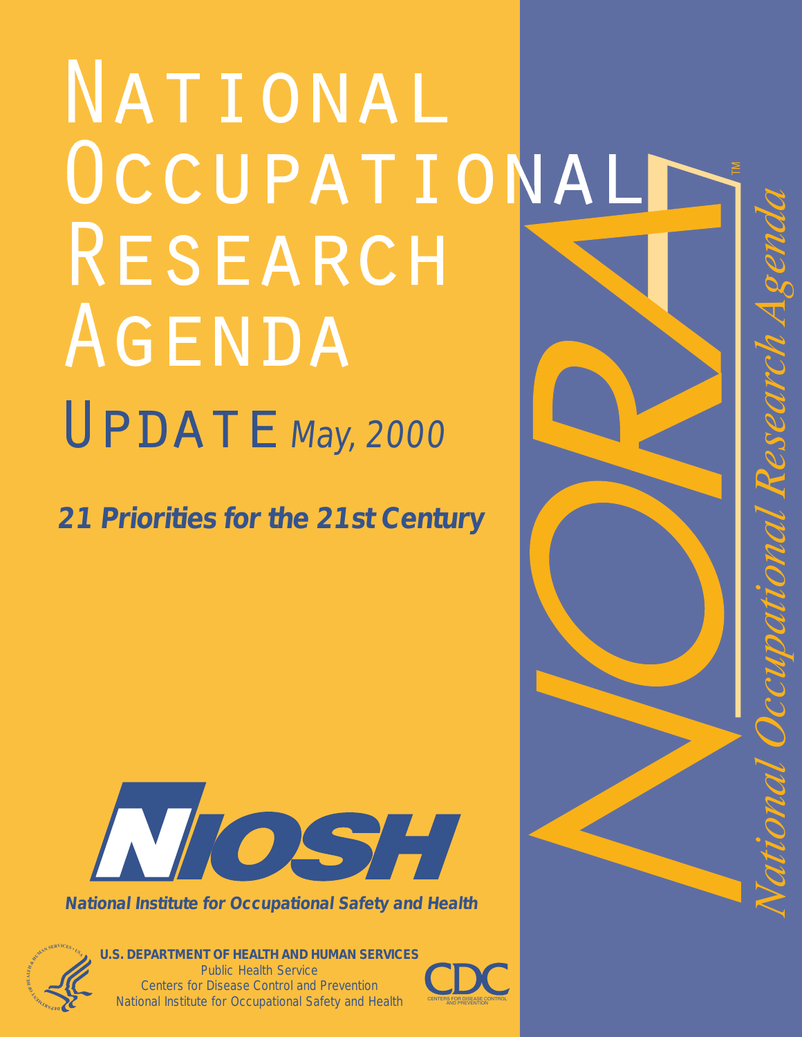# National Occupational Research Agenda

## Update *May, 2000*

**21 Priorities for the 21st Century**

NORA™ *National Occupational Research Agenda*

NIOSH

**National Institute for Occupational Safety and Health**

**U.S. DEPARTMENT OF HEALTH AND HUMAN SERVICES**
Public Health Service
Centers for Disease Control and Prevention
National Institute for Occupational Safety and Health

CDC
CENTERS FOR DISEASE CONTROL AND PREVENTION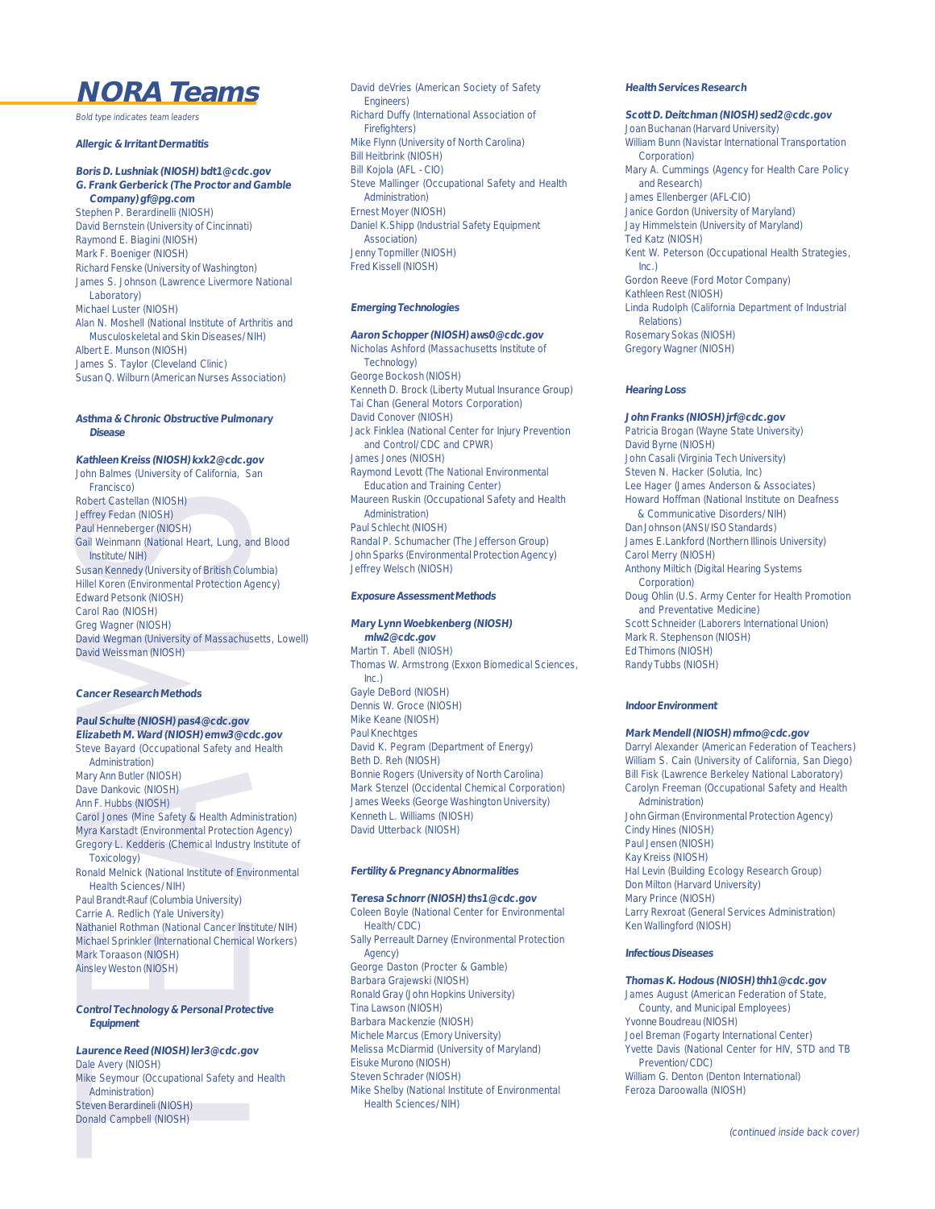# NORA Teams

*Bold type indicates team leaders*

### Allergic & Irritant Dermatitis

**Boris D. Lushniak (NIOSH) bdt1@cdc.gov**
**G. Frank Gerberick (The Proctor and Gamble Company) gf@pg.com**
Stephen P. Berardinelli (NIOSH)
David Bernstein (University of Cincinnati)
Raymond E. Biagini (NIOSH)
Mark F. Boeniger (NIOSH)
Richard Fenske (University of Washington)
James S. Johnson (Lawrence Livermore National Laboratory)
Michael Luster (NIOSH)
Alan N. Moshell (National Institute of Arthritis and Musculoskeletal and Skin Diseases/NIH)
Albert E. Munson (NIOSH)
James S. Taylor (Cleveland Clinic)
Susan Q. Wilburn (American Nurses Association)

### Asthma & Chronic Obstructive Pulmonary Disease

**Kathleen Kreiss (NIOSH) kxk2@cdc.gov**
John Balmes (University of California, San Francisco)
Robert Castellan (NIOSH)
Jeffrey Fedan (NIOSH)
Paul Henneberger (NIOSH)
Gail Weinmann (National Heart, Lung, and Blood Institute/NIH)
Susan Kennedy (University of British Columbia)
Hillel Koren (Environmental Protection Agency)
Edward Petsonk (NIOSH)
Carol Rao (NIOSH)
Greg Wagner (NIOSH)
David Wegman (University of Massachusetts, Lowell)
David Weissman (NIOSH)

### Cancer Research Methods

**Paul Schulte (NIOSH) pas4@cdc.gov**
**Elizabeth M. Ward (NIOSH) emw3@cdc.gov**
Steve Bayard (Occupational Safety and Health Administration)
Mary Ann Butler (NIOSH)
Dave Dankovic (NIOSH)
Ann F. Hubbs (NIOSH)
Carol Jones (Mine Safety & Health Administration)
Myra Karstadt (Environmental Protection Agency)
Gregory L. Kedderis (Chemical Industry Institute of Toxicology)
Ronald Melnick (National Institute of Environmental Health Sciences/NIH)
Paul Brandt-Rauf (Columbia University)
Carrie A. Redlich (Yale University)
Nathaniel Rothman (National Cancer Institute/NIH)
Michael Sprinkler (International Chemical Workers)
Mark Toraason (NIOSH)
Ainsley Weston (NIOSH)

### Control Technology & Personal Protective Equipment

**Laurence Reed (NIOSH) ler3@cdc.gov**
Dale Avery (NIOSH)
Mike Seymour (Occupational Safety and Health Administration)
Steven Berardineli (NIOSH)
Donald Campbell (NIOSH)
David deVries (American Society of Safety Engineers)
Richard Duffy (International Association of Firefighters)
Mike Flynn (University of North Carolina)
Bill Heitbrink (NIOSH)
Bill Kojola (AFL - CIO)
Steve Mallinger (Occupational Safety and Health Administration)
Ernest Moyer (NIOSH)
Daniel K.Shipp (Industrial Safety Equipment Association)
Jenny Topmiller (NIOSH)
Fred Kissell (NIOSH)

### Emerging Technologies

**Aaron Schopper (NIOSH) aws0@cdc.gov**
Nicholas Ashford (Massachusetts Institute of Technology)
George Bockosh (NIOSH)
Kenneth D. Brock (Liberty Mutual Insurance Group)
Tai Chan (General Motors Corporation)
David Conover (NIOSH)
Jack Finklea (National Center for Injury Prevention and Control/CDC and CPWR)
James Jones (NIOSH)
Raymond Levott (The National Environmental Education and Training Center)
Maureen Ruskin (Occupational Safety and Health Administration)
Paul Schlecht (NIOSH)
Randal P. Schumacher (The Jefferson Group)
John Sparks (Environmental Protection Agency)
Jeffrey Welsch (NIOSH)

### Exposure Assessment Methods

**Mary Lynn Woebkenberg (NIOSH) mlw2@cdc.gov**
Martin T. Abell (NIOSH)
Thomas W. Armstrong (Exxon Biomedical Sciences, Inc.)
Gayle DeBord (NIOSH)
Dennis W. Groce (NIOSH)
Mike Keane (NIOSH)
Paul Knechtges
David K. Pegram (Department of Energy)
Beth D. Reh (NIOSH)
Bonnie Rogers (University of North Carolina)
Mark Stenzel (Occidental Chemical Corporation)
James Weeks (George Washington University)
Kenneth L. Williams (NIOSH)
David Utterback (NIOSH)

### Fertility & Pregnancy Abnormalities

**Teresa Schnorr (NIOSH) ths1@cdc.gov**
Coleen Boyle (National Center for Environmental Health/CDC)
Sally Perreault Darney (Environmental Protection Agency)
George Daston (Procter & Gamble)
Barbara Grajewski (NIOSH)
Ronald Gray (John Hopkins University)
Tina Lawson (NIOSH)
Barbara Mackenzie (NIOSH)
Michele Marcus (Emory University)
Melissa McDiarmid (University of Maryland)
Eisuke Murono (NIOSH)
Steven Schrader (NIOSH)
Mike Shelby (National Institute of Environmental Health Sciences/NIH)

### Health Services Research

**Scott D. Deitchman (NIOSH) sed2@cdc.gov**
Joan Buchanan (Harvard University)
William Bunn (Navistar International Transportation Corporation)
Mary A. Cummings (Agency for Health Care Policy and Research)
James Ellenberger (AFL-CIO)
Janice Gordon (University of Maryland)
Jay Himmelstein (University of Maryland)
Ted Katz (NIOSH)
Kent W. Peterson (Occupational Health Strategies, Inc.)
Gordon Reeve (Ford Motor Company)
Kathleen Rest (NIOSH)
Linda Rudolph (California Department of Industrial Relations)
Rosemary Sokas (NIOSH)
Gregory Wagner (NIOSH)

### Hearing Loss

**John Franks (NIOSH) jrf@cdc.gov**
Patricia Brogan (Wayne State University)
David Byrne (NIOSH)
John Casali (Virginia Tech University)
Steven N. Hacker (Solutia, Inc)
Lee Hager (James Anderson & Associates)
Howard Hoffman (National Institute on Deafness & Communicative Disorders/NIH)
Dan Johnson (ANSI/ISO Standards)
James E.Lankford (Northern Illinois University)
Carol Merry (NIOSH)
Anthony Miltich (Digital Hearing Systems Corporation)
Doug Ohlin (U.S. Army Center for Health Promotion and Preventative Medicine)
Scott Schneider (Laborers International Union)
Mark R. Stephenson (NIOSH)
Ed Thimons (NIOSH)
Randy Tubbs (NIOSH)

### Indoor Environment

**Mark Mendell (NIOSH) mfmo@cdc.gov**
Darryl Alexander (American Federation of Teachers)
William S. Cain (University of California, San Diego)
Bill Fisk (Lawrence Berkeley National Laboratory)
Carolyn Freeman (Occupational Safety and Health Administration)
John Girman (Environmental Protection Agency)
Cindy Hines (NIOSH)
Paul Jensen (NIOSH)
Kay Kreiss (NIOSH)
Hal Levin (Building Ecology Research Group)
Don Milton (Harvard University)
Mary Prince (NIOSH)
Larry Rexroat (General Services Administration)
Ken Wallingford (NIOSH)

### Infectious Diseases

**Thomas K. Hodous (NIOSH) thh1@cdc.gov**
James August (American Federation of State, County, and Municipal Employees)
Yvonne Boudreau (NIOSH)
Joel Breman (Fogarty International Center)
Yvette Davis (National Center for HIV, STD and TB Prevention/CDC)
William G. Denton (Denton International)
Feroza Daroowalla (NIOSH)

*(continued inside back cover)*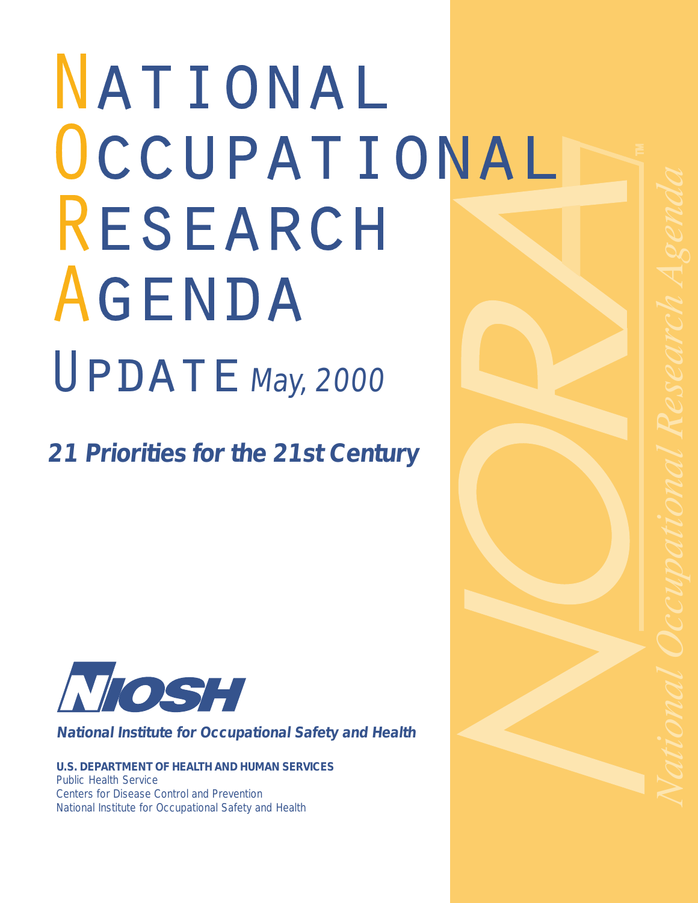# National Occupational Research Agenda

## Update May, 2000

**21 Priorities for the 21st Century**

***National Institute for Occupational Safety and Health***

**U.S. DEPARTMENT OF HEALTH AND HUMAN SERVICES**
Public Health Service
Centers for Disease Control and Prevention
National Institute for Occupational Safety and Health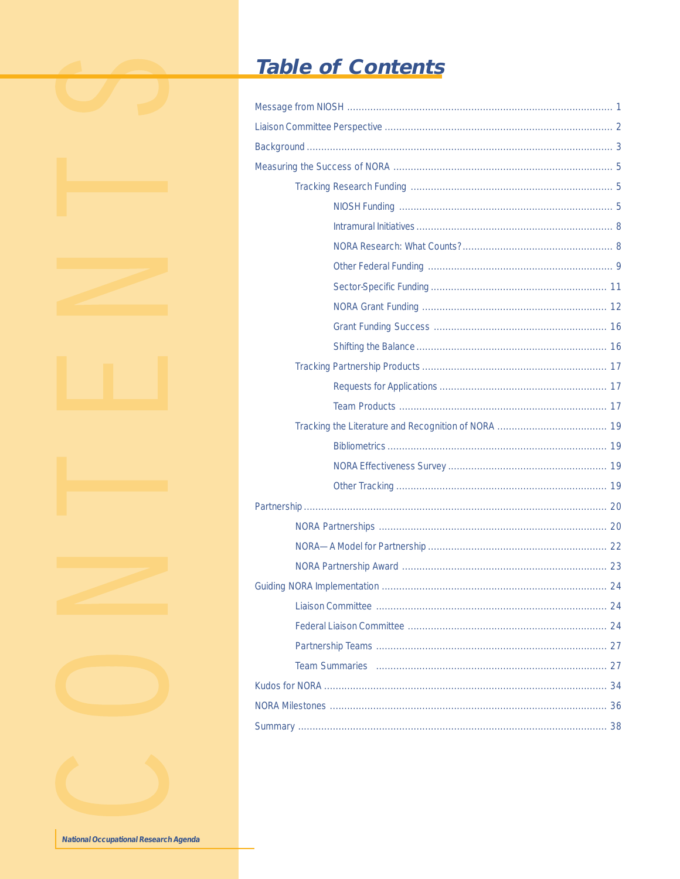# Table of Contents

- Message from NIOSH ... 1
- Liaison Committee Perspective ... 2
- Background ... 3
- Measuring the Success of NORA ... 5
  - Tracking Research Funding ... 5
    - NIOSH Funding ... 5
    - Intramural Initiatives ... 8
    - NORA Research: What Counts? ... 8
    - Other Federal Funding ... 9
    - Sector-Specific Funding ... 11
    - NORA Grant Funding ... 12
    - Grant Funding Success ... 16
    - Shifting the Balance ... 16
  - Tracking Partnership Products ... 17
    - Requests for Applications ... 17
    - Team Products ... 17
  - Tracking the Literature and Recognition of NORA ... 19
    - Bibliometrics ... 19
    - NORA Effectiveness Survey ... 19
    - Other Tracking ... 19
- Partnership ... 20
  - NORA Partnerships ... 20
  - NORA—A Model for Partnership ... 22
  - NORA Partnership Award ... 23
- Guiding NORA Implementation ... 24
  - Liaison Committee ... 24
  - Federal Liaison Committee ... 24
  - Partnership Teams ... 27
  - Team Summaries ... 27
- Kudos for NORA ... 34
- NORA Milestones ... 36
- Summary ... 38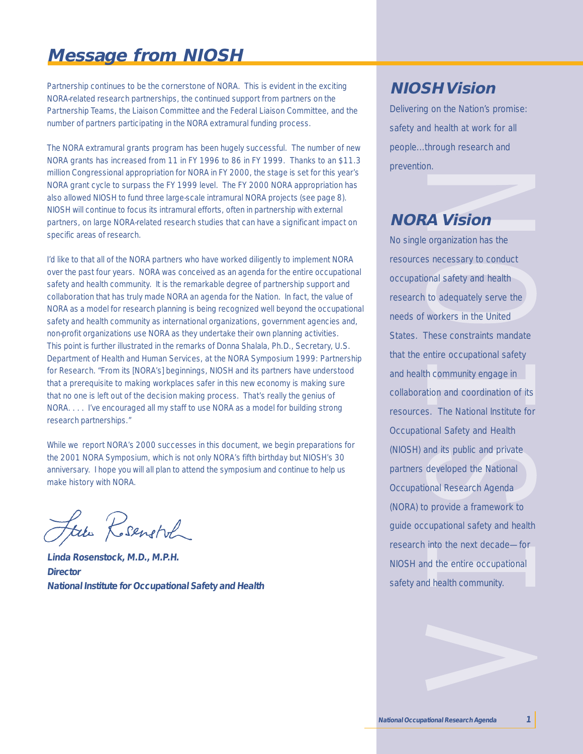# Message from NIOSH

Partnership continues to be the cornerstone of NORA. This is evident in the exciting NORA-related research partnerships, the continued support from partners on the Partnership Teams, the Liaison Committee and the Federal Liaison Committee, and the number of partners participating in the NORA extramural funding process.

The NORA extramural grants program has been hugely successful. The number of new NORA grants has increased from 11 in FY 1996 to 86 in FY 1999. Thanks to an $11.3 million Congressional appropriation for NORA in FY 2000, the stage is set for this year's NORA grant cycle to surpass the FY 1999 level. The FY 2000 NORA appropriation has also allowed NIOSH to fund three large-scale intramural NORA projects (see page 8). NIOSH will continue to focus its intramural efforts, often in partnership with external partners, on large NORA-related research studies that can have a significant impact on specific areas of research.

I'd like to that all of the NORA partners who have worked diligently to implement NORA over the past four years. NORA was conceived as an agenda for the entire occupational safety and health community. It is the remarkable degree of partnership support and collaboration that has truly made NORA an agenda for the Nation. In fact, the value of NORA as a model for research planning is being recognized well beyond the occupational safety and health community as international organizations, government agencies and, non-profit organizations use NORA as they undertake their own planning activities. This point is further illustrated in the remarks of Donna Shalala, Ph.D., Secretary, U.S. Department of Health and Human Services, at the NORA Symposium 1999: Partnership for Research. "From its [NORA's] beginnings, NIOSH and its partners have understood that a prerequisite to making workplaces safer in this new economy is making sure that no one is left out of the decision making process. That's really the genius of NORA. . . . I've encouraged all my staff to use NORA as a model for building strong research partnerships."

While we report NORA's 2000 successes in this document, we begin preparations for the 2001 NORA Symposium, which is not only NORA's fifth birthday but NIOSH's 30 anniversary. I hope you will all plan to attend the symposium and continue to help us make history with NORA.

**Linda Rosenstock, M.D., M.P.H.**
***Director***
***National Institute for Occupational Safety and Health***

## NIOSH Vision

Delivering on the Nation's promise: safety and health at work for all people...through research and prevention.

## NORA Vision

No single organization has the resources necessary to conduct occupational safety and health research to adequately serve the needs of workers in the United States. These constraints mandate that the entire occupational safety and health community engage in collaboration and coordination of its resources. The National Institute for Occupational Safety and Health (NIOSH) and its public and private partners developed the National Occupational Research Agenda (NORA) to provide a framework to guide occupational safety and health research into the next decade—for NIOSH and the entire occupational safety and health community.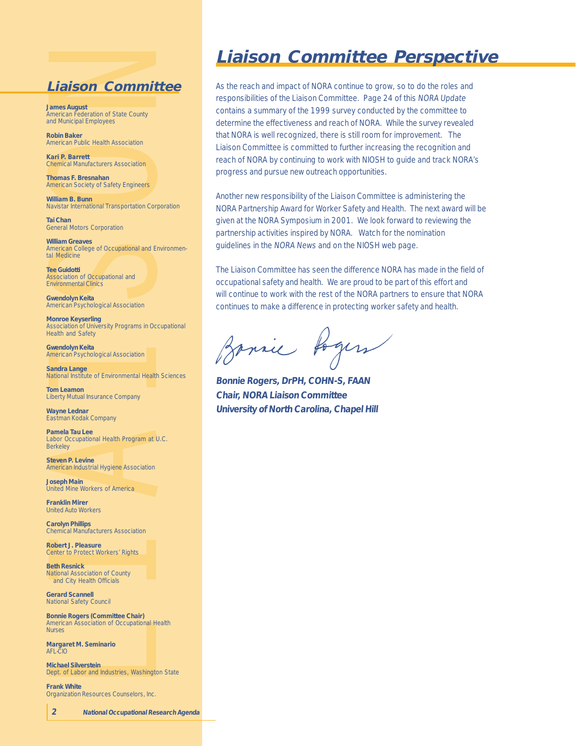## Liaison Committee

**James August**
American Federation of State County and Municipal Employees

**Robin Baker**
American Public Health Association

**Kari P. Barrett**
Chemical Manufacturers Association

**Thomas F. Bresnahan**
American Society of Safety Engineers

**William B. Bunn**
Navistar International Transportation Corporation

**Tai Chan**
General Motors Corporation

**William Greaves**
American College of Occupational and Environmental Medicine

**Tee Guidotti**
Association of Occupational and Environmental Clinics

**Gwendolyn Keita**
American Psychological Association

**Monroe Keyserling**
Association of University Programs in Occupational Health and Safety

**Gwendolyn Keita**
American Psychological Association

**Sandra Lange**
National Institute of Environmental Health Sciences

**Tom Leamon**
Liberty Mutual Insurance Company

**Wayne Lednar**
Eastman Kodak Company

**Pamela Tau Lee**
Labor Occupational Health Program at U.C. Berkeley

**Steven P. Levine**
American Industrial Hygiene Association

**Joseph Main**
United Mine Workers of America

**Franklin Mirer**
United Auto Workers

**Carolyn Phillips**
Chemical Manufacturers Association

**Robert J. Pleasure**
Center to Protect Workers' Rights

**Beth Resnick**
National Association of County and City Health Officials

**Gerard Scannell**
National Safety Council

**Bonnie Rogers (Committee Chair)**
American Association of Occupational Health Nurses

**Margaret M. Seminario**
AFL-CIO

**Michael Silverstein**
Dept. of Labor and Industries, Washington State

**Frank White**
Organization Resources Counselors, Inc.

# Liaison Committee Perspective

As the reach and impact of NORA continue to grow, so to do the roles and responsibilities of the Liaison Committee. Page 24 of this *NORA Update* contains a summary of the 1999 survey conducted by the committee to determine the effectiveness and reach of NORA. While the survey revealed that NORA is well recognized, there is still room for improvement. The Liaison Committee is committed to further increasing the recognition and reach of NORA by continuing to work with NIOSH to guide and track NORA's progress and pursue new outreach opportunities.

Another new responsibility of the Liaison Committee is administering the NORA Partnership Award for Worker Safety and Health. The next award will be given at the NORA Symposium in 2001. We look forward to reviewing the partnership activities inspired by NORA. Watch for the nomination guidelines in the *NORA News* and on the NIOSH web page.

The Liaison Committee has seen the difference NORA has made in the field of occupational safety and health. We are proud to be part of this effort and will continue to work with the rest of the NORA partners to ensure that NORA continues to make a difference in protecting worker safety and health.

***Bonnie Rogers, DrPH, COHN-S, FAAN***
***Chair, NORA Liaison Committee***
***University of North Carolina, Chapel Hill***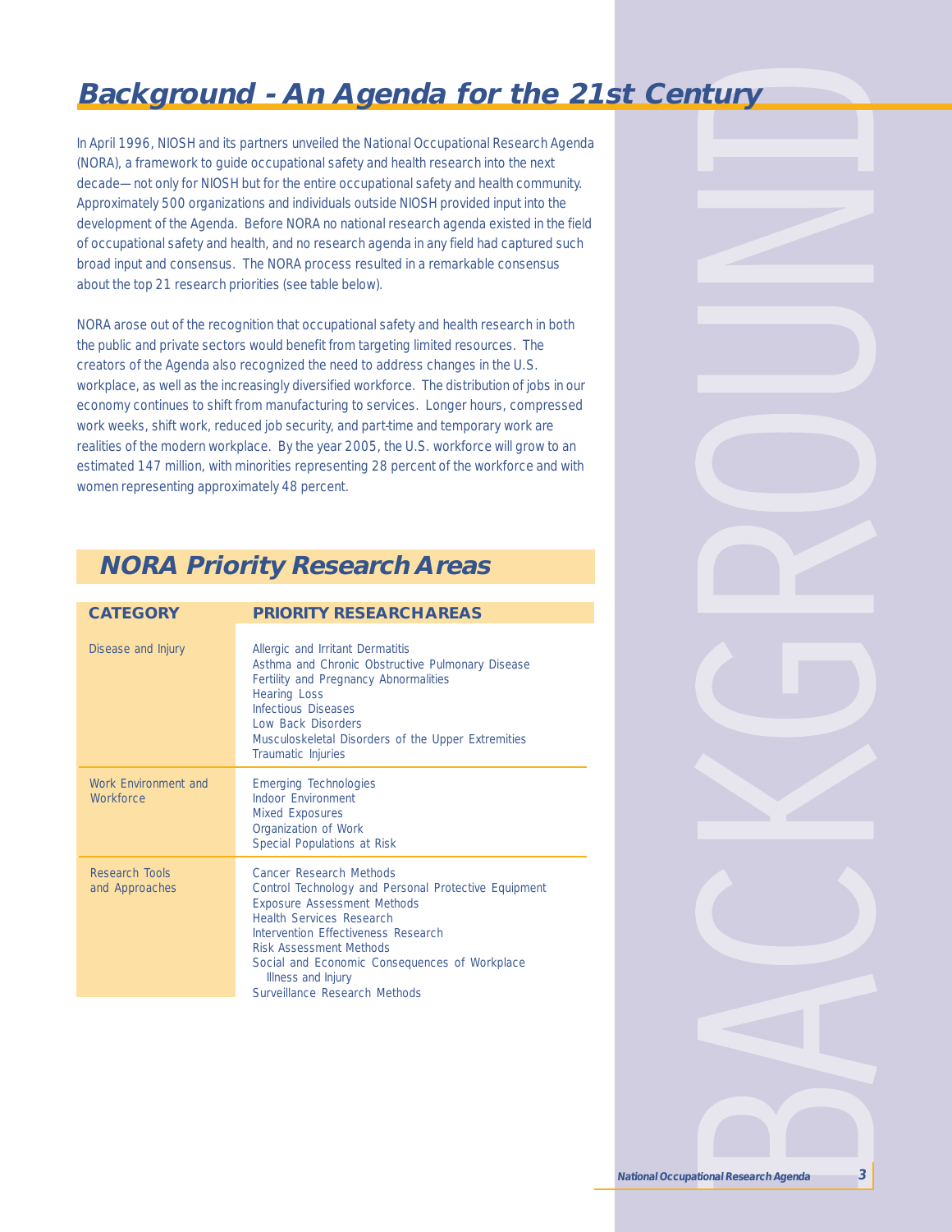# Background - An Agenda for the 21st Century

In April 1996, NIOSH and its partners unveiled the National Occupational Research Agenda (NORA), a framework to guide occupational safety and health research into the next decade—not only for NIOSH but for the entire occupational safety and health community. Approximately 500 organizations and individuals outside NIOSH provided input into the development of the Agenda. Before NORA no national research agenda existed in the field of occupational safety and health, and no research agenda in any field had captured such broad input and consensus. The NORA process resulted in a remarkable consensus about the top 21 research priorities (see table below).

NORA arose out of the recognition that occupational safety and health research in both the public and private sectors would benefit from targeting limited resources. The creators of the Agenda also recognized the need to address changes in the U.S. workplace, as well as the increasingly diversified workforce. The distribution of jobs in our economy continues to shift from manufacturing to services. Longer hours, compressed work weeks, shift work, reduced job security, and part-time and temporary work are realities of the modern workplace. By the year 2005, the U.S. workforce will grow to an estimated 147 million, with minorities representing 28 percent of the workforce and with women representing approximately 48 percent.

## NORA Priority Research Areas

| CATEGORY | PRIORITY RESEARCH AREAS |
|---|---|
| Disease and Injury | Allergic and Irritant Dermatitis<br>Asthma and Chronic Obstructive Pulmonary Disease<br>Fertility and Pregnancy Abnormalities<br>Hearing Loss<br>Infectious Diseases<br>Low Back Disorders<br>Musculoskeletal Disorders of the Upper Extremities<br>Traumatic Injuries |
| Work Environment and Workforce | Emerging Technologies<br>Indoor Environment<br>Mixed Exposures<br>Organization of Work<br>Special Populations at Risk |
| Research Tools and Approaches | Cancer Research Methods<br>Control Technology and Personal Protective Equipment<br>Exposure Assessment Methods<br>Health Services Research<br>Intervention Effectiveness Research<br>Risk Assessment Methods<br>Social and Economic Consequences of Workplace Illness and Injury<br>Surveillance Research Methods |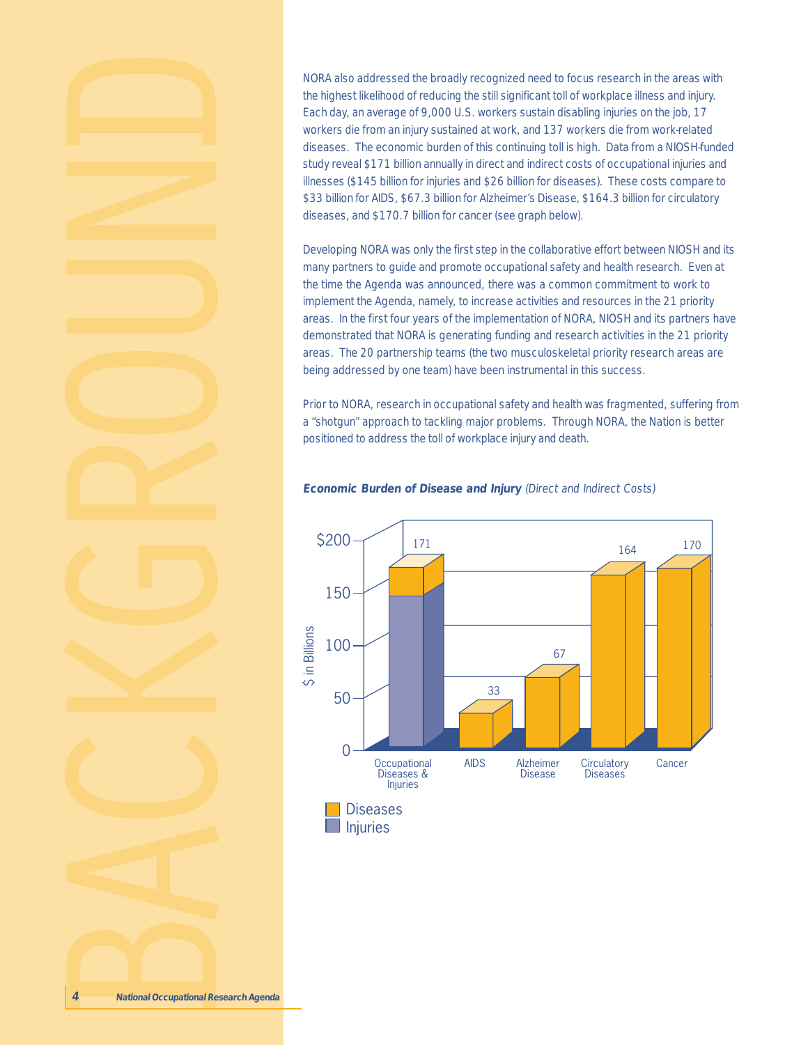NORA also addressed the broadly recognized need to focus research in the areas with the highest likelihood of reducing the still significant toll of workplace illness and injury. Each day, an average of 9,000 U.S. workers sustain disabling injuries on the job, 17 workers die from an injury sustained at work, and 137 workers die from work-related diseases. The economic burden of this continuing toll is high. Data from a NIOSH-funded study reveal $171 billion annually in direct and indirect costs of occupational injuries and illnesses ($145 billion for injuries and $26 billion for diseases). These costs compare to $33 billion for AIDS, $67.3 billion for Alzheimer's Disease, $164.3 billion for circulatory diseases, and $170.7 billion for cancer (see graph below).

Developing NORA was only the first step in the collaborative effort between NIOSH and its many partners to guide and promote occupational safety and health research. Even at the time the Agenda was announced, there was a common commitment to work to implement the Agenda, namely, to increase activities and resources in the 21 priority areas. In the first four years of the implementation of NORA, NIOSH and its partners have demonstrated that NORA is generating funding and research activities in the 21 priority areas. The 20 partnership teams (the two musculoskeletal priority research areas are being addressed by one team) have been instrumental in this success.

Prior to NORA, research in occupational safety and health was fragmented, suffering from a "shotgun" approach to tackling major problems. Through NORA, the Nation is better positioned to address the toll of workplace injury and death.

***Economic Burden of Disease and Injury*** *(Direct and Indirect Costs)*

| Category | $ in Billions |
| --- | --- |
| Occupational Diseases & Injuries | 171 |
| AIDS | 33 |
| Alzheimer Disease | 67 |
| Circulatory Diseases | 164 |
| Cancer | 170 |

Legend: Diseases; Injuries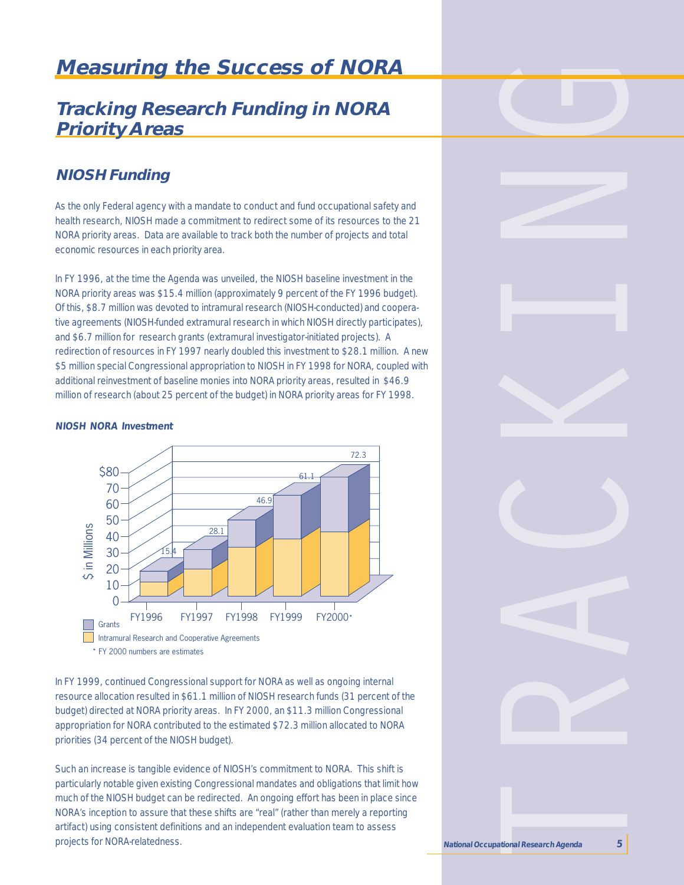# Measuring the Success of NORA

## Tracking Research Funding in NORA Priority Areas

### NIOSH Funding

As the only Federal agency with a mandate to conduct and fund occupational safety and health research, NIOSH made a commitment to redirect some of its resources to the 21 NORA priority areas. Data are available to track both the number of projects and total economic resources in each priority area.

In FY 1996, at the time the Agenda was unveiled, the NIOSH baseline investment in the NORA priority areas was $15.4 million (approximately 9 percent of the FY 1996 budget). Of this, $8.7 million was devoted to intramural research (NIOSH-conducted) and cooperative agreements (NIOSH-funded extramural research in which NIOSH directly participates), and $6.7 million for research grants (extramural investigator-initiated projects). A redirection of resources in FY 1997 nearly doubled this investment to $28.1 million. A new $5 million special Congressional appropriation to NIOSH in FY 1998 for NORA, coupled with additional reinvestment of baseline monies into NORA priority areas, resulted in $46.9 million of research (about 25 percent of the budget) in NORA priority areas for FY 1998.

**NIOSH NORA Investment**

| | FY1996 | FY1997 | FY1998 | FY1999 | FY2000* |
|---|---|---|---|---|---|
| Total ($ in Millions) | 15.4 | 28.1 | 46.9 | 61.1 | 72.3 |

Legend: Grants; Intramural Research and Cooperative Agreements

\* FY 2000 numbers are estimates

In FY 1999, continued Congressional support for NORA as well as ongoing internal resource allocation resulted in $61.1 million of NIOSH research funds (31 percent of the budget) directed at NORA priority areas. In FY 2000, an $11.3 million Congressional appropriation for NORA contributed to the estimated $72.3 million allocated to NORA priorities (34 percent of the NIOSH budget).

Such an increase is tangible evidence of NIOSH's commitment to NORA. This shift is particularly notable given existing Congressional mandates and obligations that limit how much of the NIOSH budget can be redirected. An ongoing effort has been in place since NORA's inception to assure that these shifts are "real" (rather than merely a reporting artifact) using consistent definitions and an independent evaluation team to assess projects for NORA-relatedness.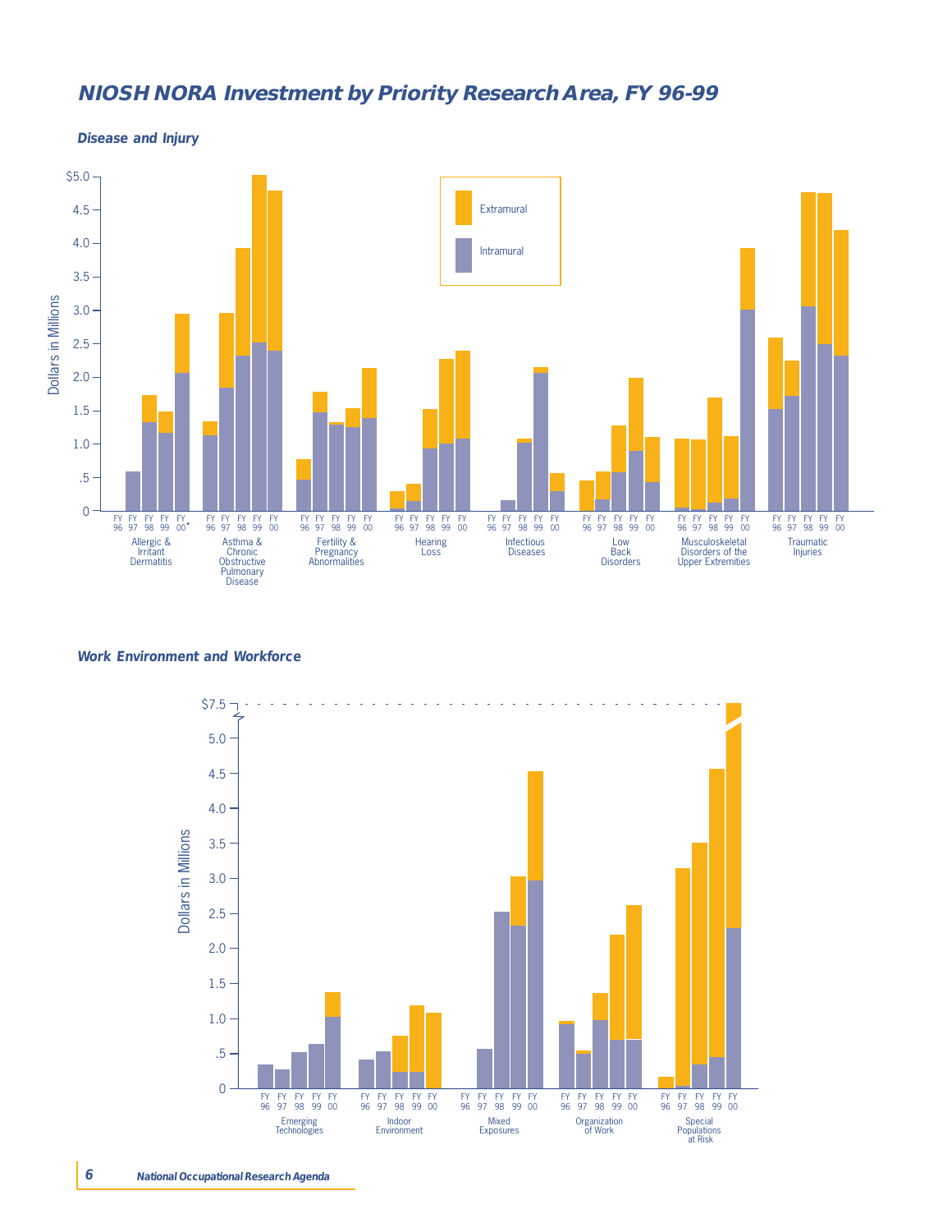# NIOSH NORA Investment by Priority Research Area, FY 96-99

### Disease and Injury

Dollars in Millions

$5.0, 4.5, 4.0, 3.5, 3.0, 2.5, 2.0, 1.5, 1.0, .5, 0

Extramural

Intramural

FY 96, FY 97, FY 98, FY 99, FY 00*

Allergic & Irritant Dermatitis

Asthma & Chronic Obstructive Pulmonary Disease

Fertility & Pregnancy Abnormalities

Hearing Loss

Infectious Diseases

Low Back Disorders

Musculoskeletal Disorders of the Upper Extremities

Traumatic Injuries

### Work Environment and Workforce

Dollars in Millions

$7.5, 5.0, 4.5, 4.0, 3.5, 3.0, 2.5, 2.0, 1.5, 1.0, .5, 0

FY 96, FY 97, FY 98, FY 99, FY 00

Emerging Technologies

Indoor Environment

Mixed Exposures

Organization of Work

Special Populations at Risk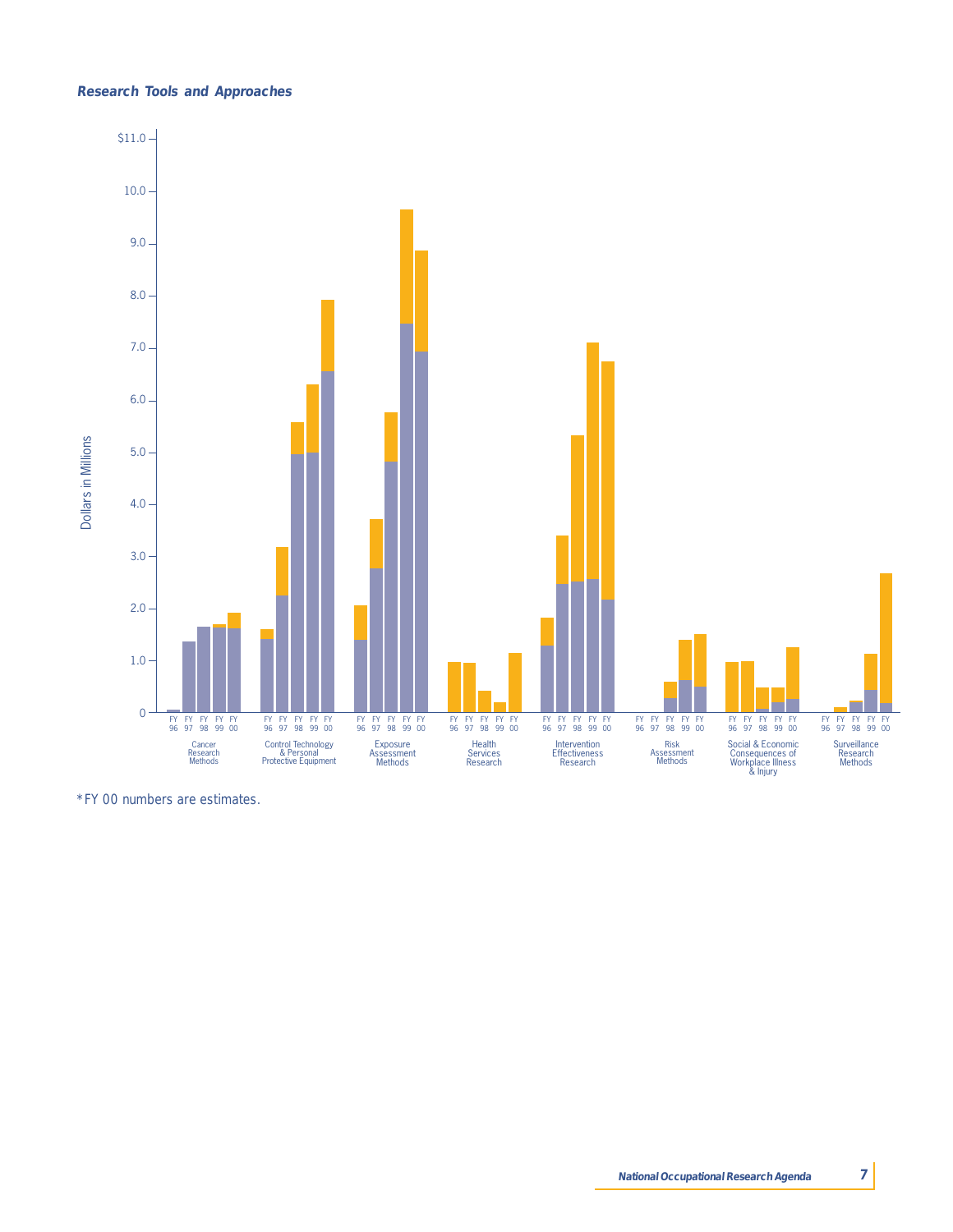***Research Tools and Approaches***

Dollars in Millions

$11.0, 10.0, 9.0, 8.0, 7.0, 6.0, 5.0, 4.0, 3.0, 2.0, 1.0, 0

FY 96, FY 97, FY 98, FY 99, FY 00

Cancer Research Methods | Control Technology & Personal Protective Equipment | Exposure Assessment Methods | Health Services Research | Intervention Effectiveness Research | Risk Assessment Methods | Social & Economic Consequences of Workplace Illness & Injury | Surveillance Research Methods

*FY 00 numbers are estimates.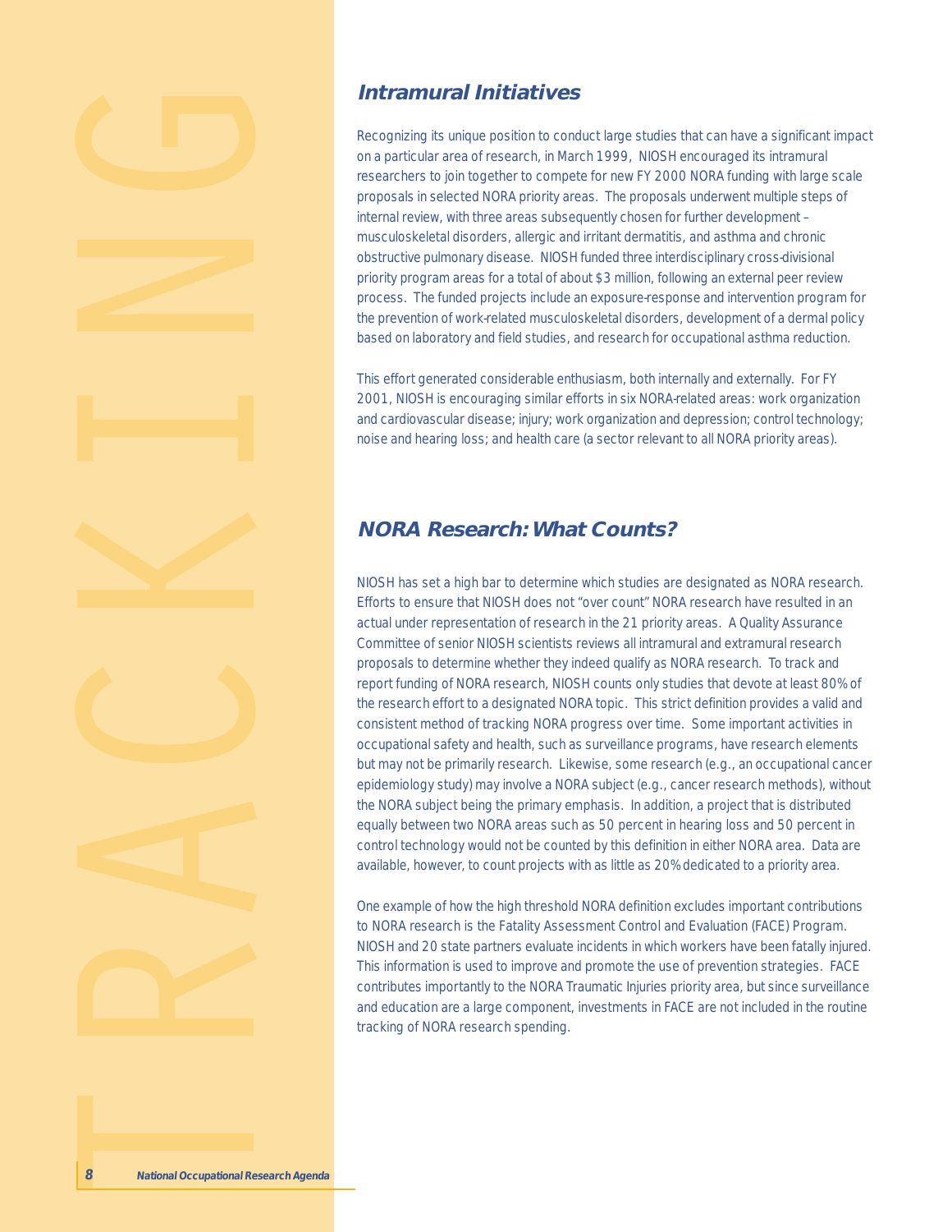## Intramural Initiatives

Recognizing its unique position to conduct large studies that can have a significant impact on a particular area of research, in March 1999, NIOSH encouraged its intramural researchers to join together to compete for new FY 2000 NORA funding with large scale proposals in selected NORA priority areas. The proposals underwent multiple steps of internal review, with three areas subsequently chosen for further development – musculoskeletal disorders, allergic and irritant dermatitis, and asthma and chronic obstructive pulmonary disease. NIOSH funded three interdisciplinary cross-divisional priority program areas for a total of about $3 million, following an external peer review process. The funded projects include an exposure-response and intervention program for the prevention of work-related musculoskeletal disorders, development of a dermal policy based on laboratory and field studies, and research for occupational asthma reduction.

This effort generated considerable enthusiasm, both internally and externally. For FY 2001, NIOSH is encouraging similar efforts in six NORA-related areas: work organization and cardiovascular disease; injury; work organization and depression; control technology; noise and hearing loss; and health care (a sector relevant to all NORA priority areas).

## NORA Research: What Counts?

NIOSH has set a high bar to determine which studies are designated as NORA research. Efforts to ensure that NIOSH does not "over count" NORA research have resulted in an actual under representation of research in the 21 priority areas. A Quality Assurance Committee of senior NIOSH scientists reviews all intramural and extramural research proposals to determine whether they indeed qualify as NORA research. To track and report funding of NORA research, NIOSH counts only studies that devote at least 80% of the research effort to a designated NORA topic. This strict definition provides a valid and consistent method of tracking NORA progress over time. Some important activities in occupational safety and health, such as surveillance programs, have research elements but may not be primarily research. Likewise, some research (e.g., an occupational cancer epidemiology study) may involve a NORA subject (e.g., cancer research methods), without the NORA subject being the primary emphasis. In addition, a project that is distributed equally between two NORA areas such as 50 percent in hearing loss and 50 percent in control technology would not be counted by this definition in either NORA area. Data are available, however, to count projects with as little as 20% dedicated to a priority area.

One example of how the high threshold NORA definition excludes important contributions to NORA research is the Fatality Assessment Control and Evaluation (FACE) Program. NIOSH and 20 state partners evaluate incidents in which workers have been fatally injured. This information is used to improve and promote the use of prevention strategies. FACE contributes importantly to the NORA Traumatic Injuries priority area, but since surveillance and education are a large component, investments in FACE are not included in the routine tracking of NORA research spending.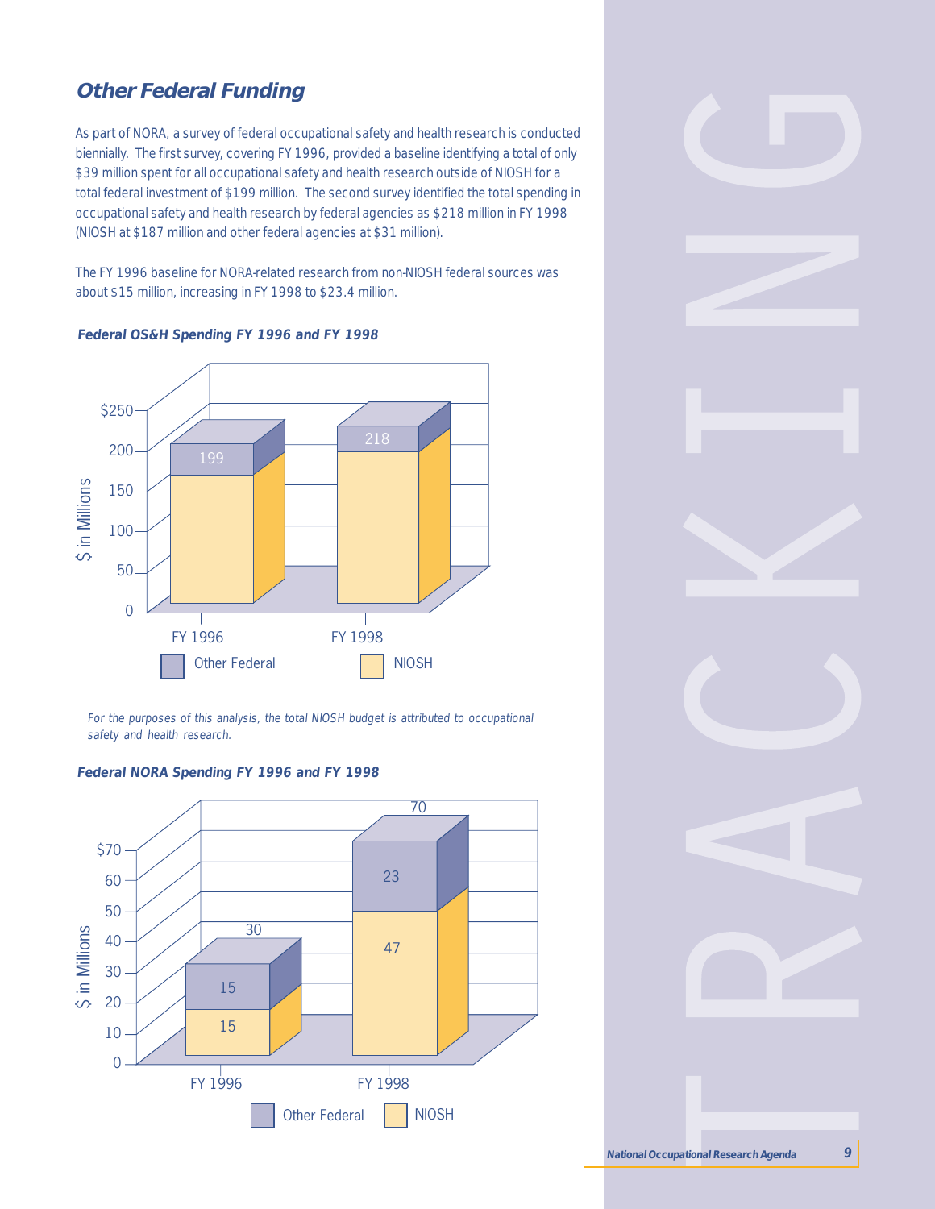## Other Federal Funding

As part of NORA, a survey of federal occupational safety and health research is conducted biennially. The first survey, covering FY 1996, provided a baseline identifying a total of only $39 million spent for all occupational safety and health research outside of NIOSH for a total federal investment of $199 million. The second survey identified the total spending in occupational safety and health research by federal agencies as $218 million in FY 1998 (NIOSH at $187 million and other federal agencies at $31 million).

The FY 1996 baseline for NORA-related research from non-NIOSH federal sources was about $15 million, increasing in FY 1998 to $23.4 million.

### Federal OS&H Spending FY 1996 and FY 1998

| $ in Millions | FY 1996 | FY 1998 |
| --- | --- | --- |
| Total (Other Federal + NIOSH) | 199 | 218 |

*For the purposes of this analysis, the total NIOSH budget is attributed to occupational safety and health research.*

### Federal NORA Spending FY 1996 and FY 1998

| $ in Millions | FY 1996 | FY 1998 |
| --- | --- | --- |
| Other Federal | 15 | 23 |
| NIOSH | 15 | 47 |
| Total | 30 | 70 |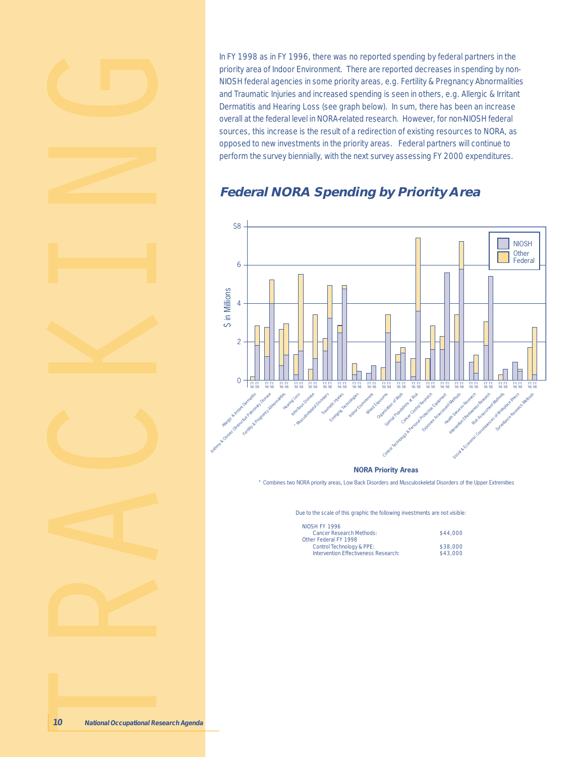In FY 1998 as in FY 1996, there was no reported spending by federal partners in the priority area of Indoor Environment. There are reported decreases in spending by non-NIOSH federal agencies in some priority areas, e.g. Fertility & Pregnancy Abnormalities and Traumatic Injuries and increased spending is seen in others, e.g. Allergic & Irritant Dermatitis and Hearing Loss (see graph below). In sum, there has been an increase overall at the federal level in NORA-related research. However, for non-NIOSH federal sources, this increase is the result of a redirection of existing resources to NORA, as opposed to new investments in the priority areas. Federal partners will continue to perform the survey biennially, with the next survey assessing FY 2000 expenditures.

## Federal NORA Spending by Priority Area

NORA Priority Areas

\* Combines two NORA priority areas, Low Back Disorders and Musculoskeletal Disorders of the Upper Extremities

Due to the scale of this graphic the following investments are not visible:

| | |
|---|---|
| NIOSH FY 1996 | |
| Cancer Research Methods: | $44,000 |
| Other Federal FY 1998 | |
| Control Technology & PPE: | $38,000 |
| Intervention Effectiveness Research: | $43,000 |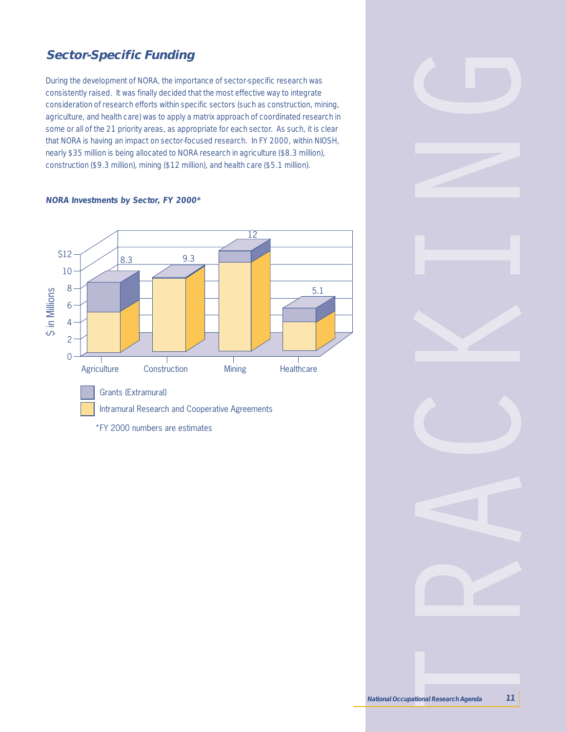## Sector-Specific Funding

During the development of NORA, the importance of sector-specific research was consistently raised. It was finally decided that the most effective way to integrate consideration of research efforts within specific sectors (such as construction, mining, agriculture, and health care) was to apply a matrix approach of coordinated research in some or all of the 21 priority areas, as appropriate for each sector. As such, it is clear that NORA is having an impact on sector-focused research. In FY 2000, within NIOSH, nearly $35 million is being allocated to NORA research in agriculture ($8.3 million), construction ($9.3 million), mining ($12 million), and health care ($5.1 million).

***NORA Investments by Sector, FY 2000****

| Sector | Total ($ in Millions) |
|---|---|
| Agriculture | 8.3 |
| Construction | 9.3 |
| Mining | 12 |
| Healthcare | 5.1 |

Legend: Grants (Extramural); Intramural Research and Cooperative Agreements

*FY 2000 numbers are estimates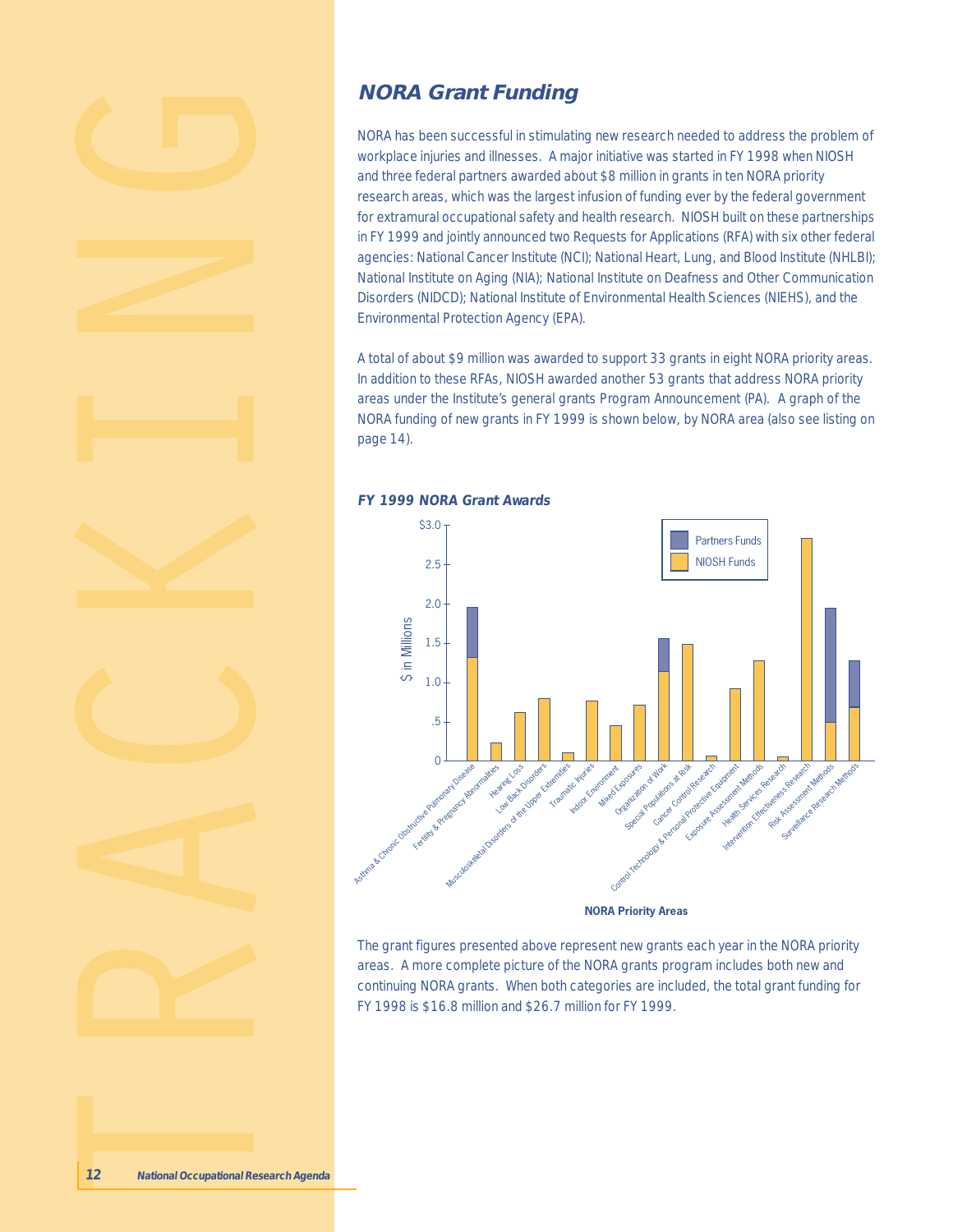## NORA Grant Funding

NORA has been successful in stimulating new research needed to address the problem of workplace injuries and illnesses. A major initiative was started in FY 1998 when NIOSH and three federal partners awarded about $8 million in grants in ten NORA priority research areas, which was the largest infusion of funding ever by the federal government for extramural occupational safety and health research. NIOSH built on these partnerships in FY 1999 and jointly announced two Requests for Applications (RFA) with six other federal agencies: National Cancer Institute (NCI); National Heart, Lung, and Blood Institute (NHLBI); National Institute on Aging (NIA); National Institute on Deafness and Other Communication Disorders (NIDCD); National Institute of Environmental Health Sciences (NIEHS), and the Environmental Protection Agency (EPA).

A total of about $9 million was awarded to support 33 grants in eight NORA priority areas. In addition to these RFAs, NIOSH awarded another 53 grants that address NORA priority areas under the Institute's general grants Program Announcement (PA). A graph of the NORA funding of new grants in FY 1999 is shown below, by NORA area (also see listing on page 14).

**FY 1999 NORA Grant Awards**

The grant figures presented above represent new grants each year in the NORA priority areas. A more complete picture of the NORA grants program includes both new and continuing NORA grants. When both categories are included, the total grant funding for FY 1998 is $16.8 million and $26.7 million for FY 1999.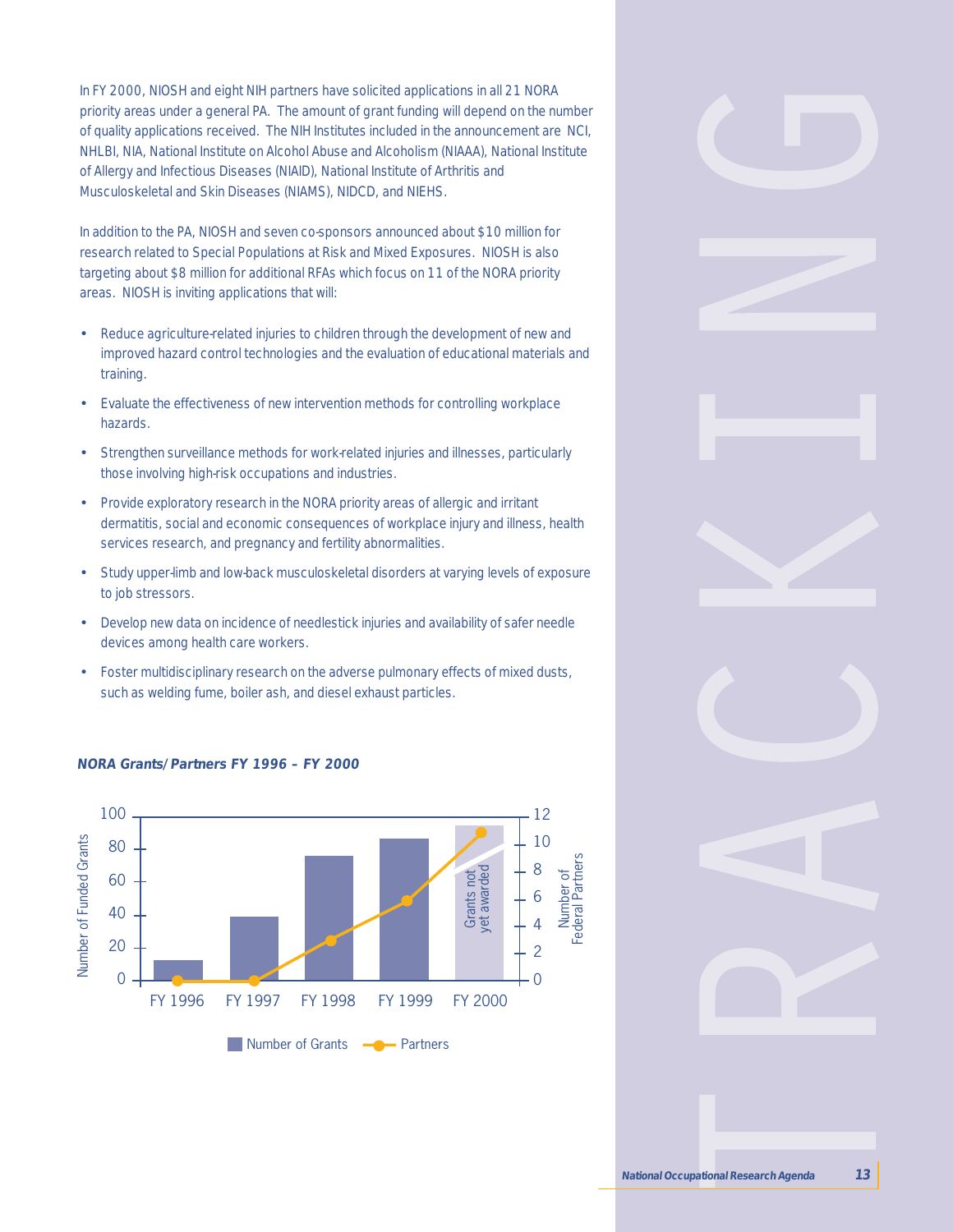In FY 2000, NIOSH and eight NIH partners have solicited applications in all 21 NORA priority areas under a general PA. The amount of grant funding will depend on the number of quality applications received. The NIH Institutes included in the announcement are NCI, NHLBI, NIA, National Institute on Alcohol Abuse and Alcoholism (NIAAA), National Institute of Allergy and Infectious Diseases (NIAID), National Institute of Arthritis and Musculoskeletal and Skin Diseases (NIAMS), NIDCD, and NIEHS.

In addition to the PA, NIOSH and seven co-sponsors announced about $10 million for research related to Special Populations at Risk and Mixed Exposures. NIOSH is also targeting about $8 million for additional RFAs which focus on 11 of the NORA priority areas. NIOSH is inviting applications that will:

- Reduce agriculture-related injuries to children through the development of new and improved hazard control technologies and the evaluation of educational materials and training.
- Evaluate the effectiveness of new intervention methods for controlling workplace hazards.
- Strengthen surveillance methods for work-related injuries and illnesses, particularly those involving high-risk occupations and industries.
- Provide exploratory research in the NORA priority areas of allergic and irritant dermatitis, social and economic consequences of workplace injury and illness, health services research, and pregnancy and fertility abnormalities.
- Study upper-limb and low-back musculoskeletal disorders at varying levels of exposure to job stressors.
- Develop new data on incidence of needlestick injuries and availability of safer needle devices among health care workers.
- Foster multidisciplinary research on the adverse pulmonary effects of mixed dusts, such as welding fume, boiler ash, and diesel exhaust particles.

***NORA Grants/Partners FY 1996 – FY 2000***

| | FY 1996 | FY 1997 | FY 1998 | FY 1999 | FY 2000 |
|---|---|---|---|---|---|
| Number of Grants | 12 | 38 | 75 | 86 | Grants not yet awarded |
| Partners | 0 | 0 | 3 | 6 | 11 |

Number of Grants — Partners

TRACKING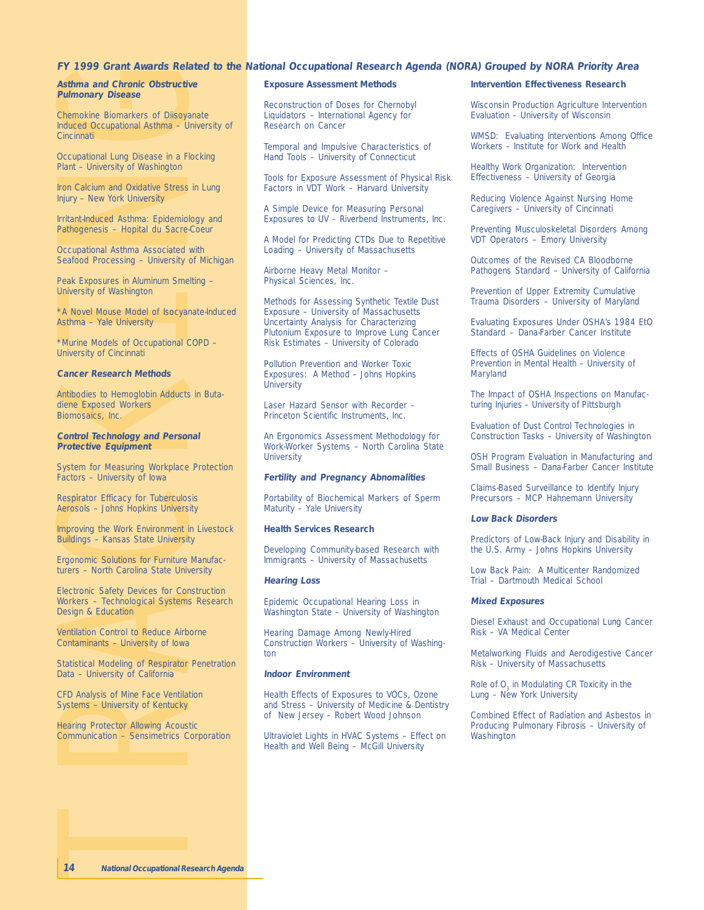## FY 1999 Grant Awards Related to the National Occupational Research Agenda (NORA) Grouped by NORA Priority Area

### *Asthma and Chronic Obstructive Pulmonary Disease*

Chemokine Biomarkers of Diisoyanate Induced Occupational Asthma – University of Cincinnati

Occupational Lung Disease in a Flocking Plant – University of Washington

Iron Calcium and Oxidative Stress in Lung Injury – New York University

Irritant-Induced Asthma: Epidemiology and Pathogenesis – Hopital du Sacre-Coeur

Occupational Asthma Associated with Seafood Processing – University of Michigan

Peak Exposures in Aluminum Smelting – University of Washington

*A Novel Mouse Model of Isocyanate-Induced Asthma – Yale University

*Murine Models of Occupational COPD – University of Cincinnati

### *Cancer Research Methods*

Antibodies to Hemoglobin Adducts in Butadiene Exposed Workers Biomosaics, Inc.

### *Control Technology and Personal Protective Equipment*

System for Measuring Workplace Protection Factors – University of Iowa

Respirator Efficacy for Tuberculosis Aerosols – Johns Hopkins University

Improving the Work Environment in Livestock Buildings – Kansas State University

Ergonomic Solutions for Furniture Manufacturers – North Carolina State University

Electronic Safety Devices for Construction Workers – Technological Systems Research Design & Education

Ventilation Control to Reduce Airborne Contaminants – University of Iowa

Statistical Modeling of Respirator Penetration Data – University of California

CFD Analysis of Mine Face Ventilation Systems – University of Kentucky

Hearing Protector Allowing Acoustic Communication – Sensimetrics Corporation

### Exposure Assessment Methods

Reconstruction of Doses for Chernobyl Liquidators – International Agency for Research on Cancer

Temporal and Impulsive Characteristics of Hand Tools – University of Connecticut

Tools for Exposure Assessment of Physical Risk Factors in VDT Work – Harvard University

A Simple Device for Measuring Personal Exposures to UV – Riverbend Instruments, Inc.

A Model for Predicting CTDs Due to Repetitive Loading – University of Massachusetts

Airborne Heavy Metal Monitor – Physical Sciences, Inc.

Methods for Assessing Synthetic Textile Dust Exposure – University of Massachusetts

Uncertainty Analysis for Characterizing Plutonium Exposure to Improve Lung Cancer Risk Estimates – University of Colorado

Pollution Prevention and Worker Toxic Exposures: A Method – Johns Hopkins University

Laser Hazard Sensor with Recorder – Princeton Scientific Instruments, Inc.

An Ergonomics Assessment Methodology for Work-Worker Systems – North Carolina State University

### *Fertility and Pregnancy Abnomalities*

Portability of Biochemical Markers of Sperm Maturity – Yale University

### Health Services Research

Developing Community-based Research with Immigrants – University of Massachusetts

### *Hearing Loss*

Epidemic Occupational Hearing Loss in Washington State – University of Washington

Hearing Damage Among Newly-Hired Construction Workers – University of Washington

### *Indoor Environment*

Health Effects of Exposures to VOCs, Ozone and Stress – University of Medicine & Dentistry of New Jersey – Robert Wood Johnson

Ultraviolet Lights in HVAC Systems – Effect on Health and Well Being – McGill University

### Intervention Effectiveness Research

Wisconsin Production Agriculture Intervention Evaluation – University of Wisconsin

WMSD: Evaluating Interventions Among Office Workers – Institute for Work and Health

Healthy Work Organization: Intervention Effectiveness – University of Georgia

Reducing Violence Against Nursing Home Caregivers – University of Cincinnati

Preventing Musculoskeletal Disorders Among VDT Operators – Emory University

Outcomes of the Revised CA Bloodborne Pathogens Standard – University of California

Prevention of Upper Extremity Cumulative Trauma Disorders – University of Maryland

Evaluating Exposures Under OSHA's 1984 EtO Standard – Dana-Farber Cancer Institute

Effects of OSHA Guidelines on Violence Prevention in Mental Health – University of Maryland

The Impact of OSHA Inspections on Manufacturing Injuries – University of Pittsburgh

Evaluation of Dust Control Technologies in Construction Tasks – University of Washington

OSH Program Evaluation in Manufacturing and Small Business – Dana-Farber Cancer Institute

Claims-Based Surveillance to Identify Injury Precursors – MCP Hahnemann University

### *Low Back Disorders*

Predictors of Low-Back Injury and Disability in the U.S. Army – Johns Hopkins University

Low Back Pain: A Multicenter Randomized Trial – Dartmouth Medical School

### *Mixed Exposures*

Diesel Exhaust and Occupational Lung Cancer Risk – VA Medical Center

Metalworking Fluids and Aerodigestive Cancer Risk – University of Massachusetts

Role of $O_3$ in Modulating CR Toxicity in the Lung – New York University

Combined Effect of Radiation and Asbestos in Producing Pulmonary Fibrosis – University of Washington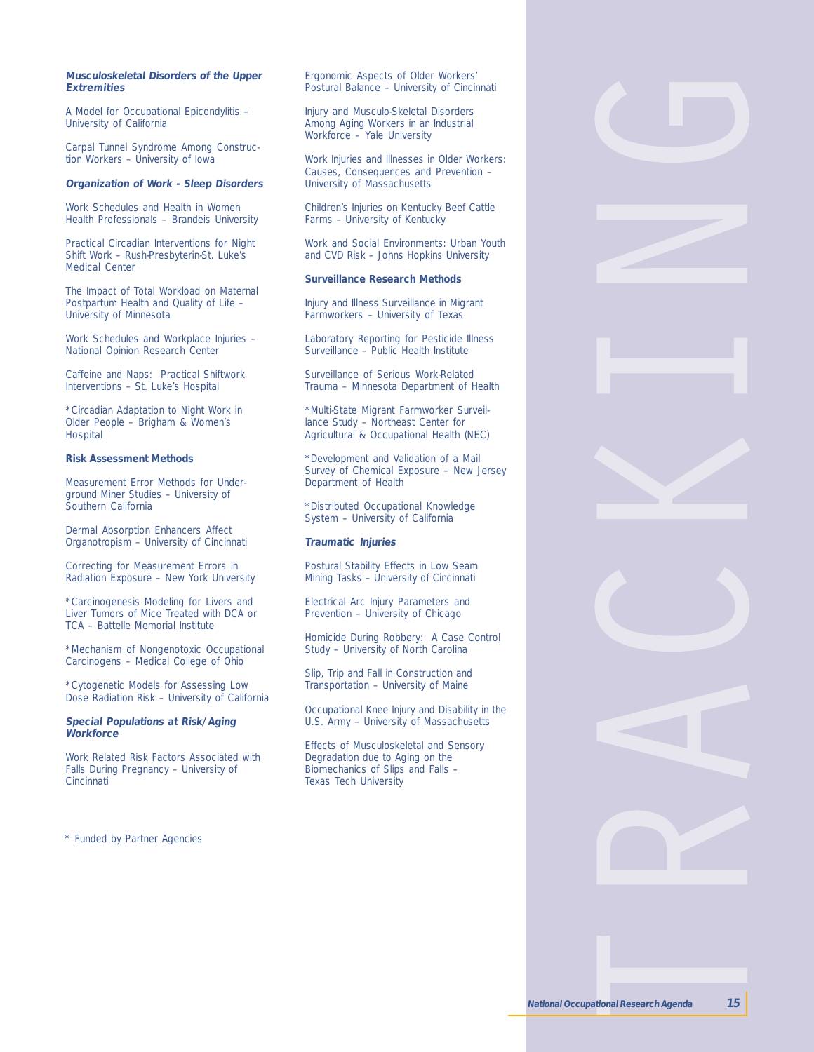***Musculoskeletal Disorders of the Upper Extremities***

A Model for Occupational Epicondylitis – University of California

Carpal Tunnel Syndrome Among Construction Workers – University of Iowa

***Organization of Work - Sleep Disorders***

Work Schedules and Health in Women Health Professionals – Brandeis University

Practical Circadian Interventions for Night Shift Work – Rush-Presbyterin-St. Luke's Medical Center

The Impact of Total Workload on Maternal Postpartum Health and Quality of Life – University of Minnesota

Work Schedules and Workplace Injuries – National Opinion Research Center

Caffeine and Naps: Practical Shiftwork Interventions – St. Luke's Hospital

*Circadian Adaptation to Night Work in Older People – Brigham & Women's Hospital

**Risk Assessment Methods**

Measurement Error Methods for Underground Miner Studies – University of Southern California

Dermal Absorption Enhancers Affect Organotropism – University of Cincinnati

Correcting for Measurement Errors in Radiation Exposure – New York University

*Carcinogenesis Modeling for Livers and Liver Tumors of Mice Treated with DCA or TCA – Battelle Memorial Institute

*Mechanism of Nongenotoxic Occupational Carcinogens – Medical College of Ohio

*Cytogenetic Models for Assessing Low Dose Radiation Risk – University of California

***Special Populations at Risk/Aging Workforce***

Work Related Risk Factors Associated with Falls During Pregnancy – University of Cincinnati

Ergonomic Aspects of Older Workers' Postural Balance – University of Cincinnati

Injury and Musculo-Skeletal Disorders Among Aging Workers in an Industrial Workforce – Yale University

Work Injuries and Illnesses in Older Workers: Causes, Consequences and Prevention – University of Massachusetts

Children's Injuries on Kentucky Beef Cattle Farms – University of Kentucky

Work and Social Environments: Urban Youth and CVD Risk – Johns Hopkins University

**Surveillance Research Methods**

Injury and Illness Surveillance in Migrant Farmworkers – University of Texas

Laboratory Reporting for Pesticide Illness Surveillance – Public Health Institute

Surveillance of Serious Work-Related Trauma – Minnesota Department of Health

*Multi-State Migrant Farmworker Surveillance Study – Northeast Center for Agricultural & Occupational Health (NEC)

*Development and Validation of a Mail Survey of Chemical Exposure – New Jersey Department of Health

*Distributed Occupational Knowledge System – University of California

***Traumatic Injuries***

Postural Stability Effects in Low Seam Mining Tasks – University of Cincinnati

Electrical Arc Injury Parameters and Prevention – University of Chicago

Homicide During Robbery: A Case Control Study – University of North Carolina

Slip, Trip and Fall in Construction and Transportation – University of Maine

Occupational Knee Injury and Disability in the U.S. Army – University of Massachusetts

Effects of Musculoskeletal and Sensory Degradation due to Aging on the Biomechanics of Slips and Falls – Texas Tech University

* Funded by Partner Agencies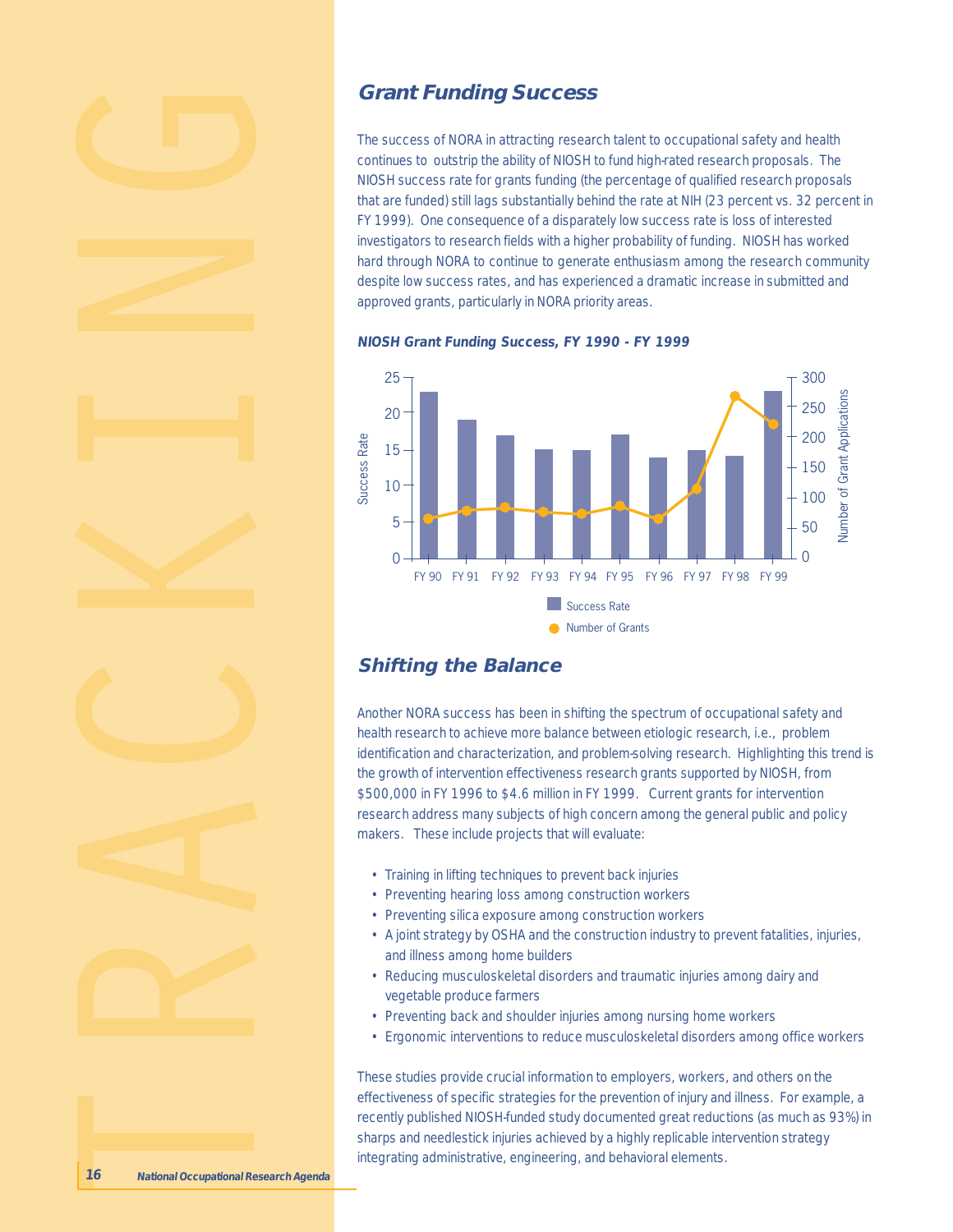## Grant Funding Success

The success of NORA in attracting research talent to occupational safety and health continues to outstrip the ability of NIOSH to fund high-rated research proposals. The NIOSH success rate for grants funding (the percentage of qualified research proposals that are funded) still lags substantially behind the rate at NIH (23 percent vs. 32 percent in FY 1999). One consequence of a disparately low success rate is loss of interested investigators to research fields with a higher probability of funding. NIOSH has worked hard through NORA to continue to generate enthusiasm among the research community despite low success rates, and has experienced a dramatic increase in submitted and approved grants, particularly in NORA priority areas.

***NIOSH Grant Funding Success, FY 1990 - FY 1999***

| | FY 90 | FY 91 | FY 92 | FY 93 | FY 94 | FY 95 | FY 96 | FY 97 | FY 98 | FY 99 |
|---|---|---|---|---|---|---|---|---|---|---|
| Success Rate | 23 | 19 | 17 | 15 | 15 | 17 | 14 | 15 | 14 | 23 |
| Number of Grants | 65 | 77 | 82 | 76 | 72 | 85 | 65 | 115 | 270 | 222 |

## Shifting the Balance

Another NORA success has been in shifting the spectrum of occupational safety and health research to achieve more balance between etiologic research, i.e., problem identification and characterization, and problem-solving research. Highlighting this trend is the growth of intervention effectiveness research grants supported by NIOSH, from \$500,000 in FY 1996 to \$4.6 million in FY 1999. Current grants for intervention research address many subjects of high concern among the general public and policy makers. These include projects that will evaluate:

- Training in lifting techniques to prevent back injuries
- Preventing hearing loss among construction workers
- Preventing silica exposure among construction workers
- A joint strategy by OSHA and the construction industry to prevent fatalities, injuries, and illness among home builders
- Reducing musculoskeletal disorders and traumatic injuries among dairy and vegetable produce farmers
- Preventing back and shoulder injuries among nursing home workers
- Ergonomic interventions to reduce musculoskeletal disorders among office workers

These studies provide crucial information to employers, workers, and others on the effectiveness of specific strategies for the prevention of injury and illness. For example, a recently published NIOSH-funded study documented great reductions (as much as 93%) in sharps and needlestick injuries achieved by a highly replicable intervention strategy integrating administrative, engineering, and behavioral elements.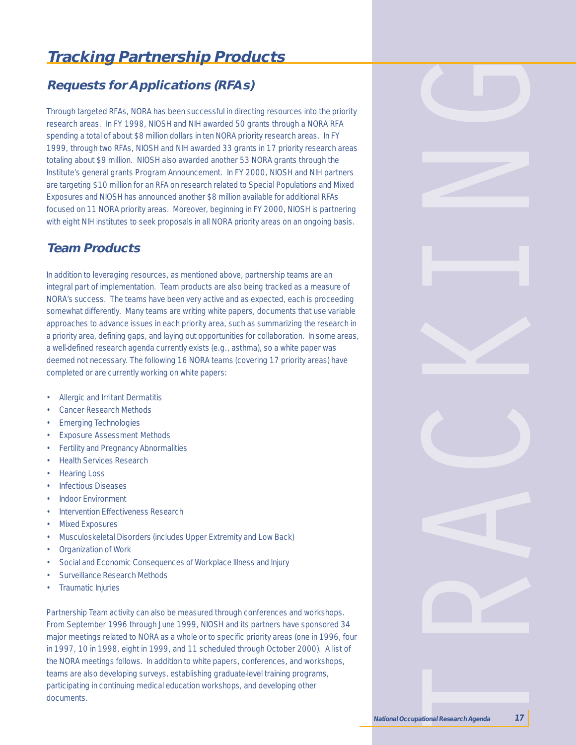# Tracking Partnership Products

## Requests for Applications (RFAs)

Through targeted RFAs, NORA has been successful in directing resources into the priority research areas. In FY 1998, NIOSH and NIH awarded 50 grants through a NORA RFA spending a total of about $8 million dollars in ten NORA priority research areas. In FY 1999, through two RFAs, NIOSH and NIH awarded 33 grants in 17 priority research areas totaling about $9 million. NIOSH also awarded another 53 NORA grants through the Institute's general grants Program Announcement. In FY 2000, NIOSH and NIH partners are targeting $10 million for an RFA on research related to Special Populations and Mixed Exposures and NIOSH has announced another $8 million available for additional RFAs focused on 11 NORA priority areas. Moreover, beginning in FY 2000, NIOSH is partnering with eight NIH institutes to seek proposals in all NORA priority areas on an ongoing basis.

## Team Products

In addition to leveraging resources, as mentioned above, partnership teams are an integral part of implementation. Team products are also being tracked as a measure of NORA's success. The teams have been very active and as expected, each is proceeding somewhat differently. Many teams are writing white papers, documents that use variable approaches to advance issues in each priority area, such as summarizing the research in a priority area, defining gaps, and laying out opportunities for collaboration. In some areas, a well-defined research agenda currently exists (e.g., asthma), so a white paper was deemed not necessary. The following 16 NORA teams (covering 17 priority areas) have completed or are currently working on white papers:

- Allergic and Irritant Dermatitis
- Cancer Research Methods
- Emerging Technologies
- Exposure Assessment Methods
- Fertility and Pregnancy Abnormalities
- Health Services Research
- Hearing Loss
- Infectious Diseases
- Indoor Environment
- Intervention Effectiveness Research
- Mixed Exposures
- Musculoskeletal Disorders (includes Upper Extremity and Low Back)
- Organization of Work
- Social and Economic Consequences of Workplace Illness and Injury
- Surveillance Research Methods
- Traumatic Injuries

Partnership Team activity can also be measured through conferences and workshops. From September 1996 through June 1999, NIOSH and its partners have sponsored 34 major meetings related to NORA as a whole or to specific priority areas (one in 1996, four in 1997, 10 in 1998, eight in 1999, and 11 scheduled through October 2000). A list of the NORA meetings follows. In addition to white papers, conferences, and workshops, teams are also developing surveys, establishing graduate-level training programs, participating in continuing medical education workshops, and developing other documents.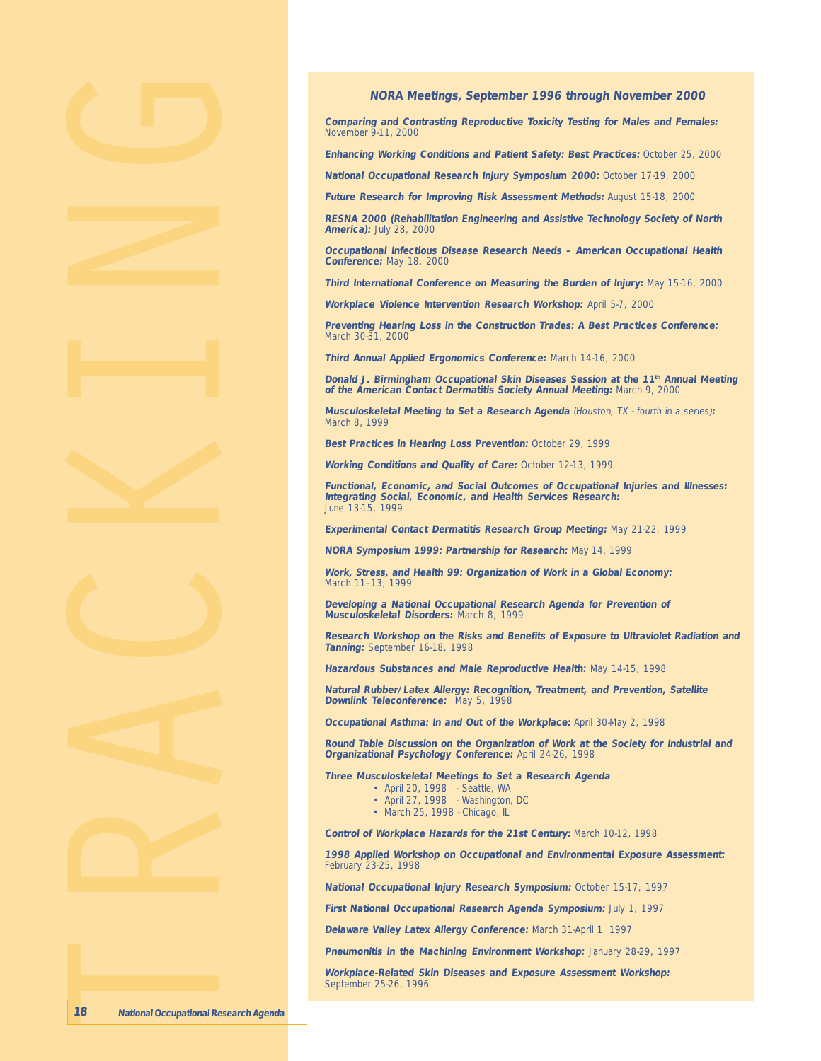TRACKING

### NORA Meetings, September 1996 through November 2000

***Comparing and Contrasting Reproductive Toxicity Testing for Males and Females:*** November 9-11, 2000

***Enhancing Working Conditions and Patient Safety: Best Practices:*** October 25, 2000

***National Occupational Research Injury Symposium 2000:*** October 17-19, 2000

***Future Research for Improving Risk Assessment Methods:*** August 15-18, 2000

***RESNA 2000 (Rehabilitation Engineering and Assistive Technology Society of North America):*** July 28, 2000

***Occupational Infectious Disease Research Needs – American Occupational Health Conference:*** May 18, 2000

***Third International Conference on Measuring the Burden of Injury:*** May 15-16, 2000

***Workplace Violence Intervention Research Workshop:*** April 5-7, 2000

***Preventing Hearing Loss in the Construction Trades: A Best Practices Conference:*** March 30-31, 2000

***Third Annual Applied Ergonomics Conference:*** March 14-16, 2000

***Donald J. Birmingham Occupational Skin Diseases Session at the 11th Annual Meeting of the American Contact Dermatitis Society Annual Meeting:*** March 9, 2000

***Musculoskeletal Meeting to Set a Research Agenda*** *(Houston, TX - fourth in a series)**:*** March 8, 1999

***Best Practices in Hearing Loss Prevention:*** October 29, 1999

***Working Conditions and Quality of Care:*** October 12-13, 1999

***Functional, Economic, and Social Outcomes of Occupational Injuries and Illnesses: Integrating Social, Economic, and Health Services Research:*** June 13-15, 1999

***Experimental Contact Dermatitis Research Group Meeting:*** May 21-22, 1999

***NORA Symposium 1999: Partnership for Research:*** May 14, 1999

***Work, Stress, and Health 99: Organization of Work in a Global Economy:*** March 11–13, 1999

***Developing a National Occupational Research Agenda for Prevention of Musculoskeletal Disorders:*** March 8, 1999

***Research Workshop on the Risks and Benefits of Exposure to Ultraviolet Radiation and Tanning:*** September 16-18, 1998

***Hazardous Substances and Male Reproductive Health:*** May 14-15, 1998

***Natural Rubber/Latex Allergy: Recognition, Treatment, and Prevention, Satellite Downlink Teleconference:*** May 5, 1998

***Occupational Asthma: In and Out of the Workplace:*** April 30-May 2, 1998

***Round Table Discussion on the Organization of Work at the Society for Industrial and Organizational Psychology Conference:*** April 24-26, 1998

***Three Musculoskeletal Meetings to Set a Research Agenda***

- April 20, 1998 - Seattle, WA
- April 27, 1998 - Washington, DC
- March 25, 1998 - Chicago, IL

***Control of Workplace Hazards for the 21st Century:*** March 10-12, 1998

***1998 Applied Workshop on Occupational and Environmental Exposure Assessment:*** February 23-25, 1998

***National Occupational Injury Research Symposium:*** October 15-17, 1997

***First National Occupational Research Agenda Symposium:*** July 1, 1997

***Delaware Valley Latex Allergy Conference:*** March 31-April 1, 1997

***Pneumonitis in the Machining Environment Workshop:*** January 28-29, 1997

***Workplace-Related Skin Diseases and Exposure Assessment Workshop:*** September 25-26, 1996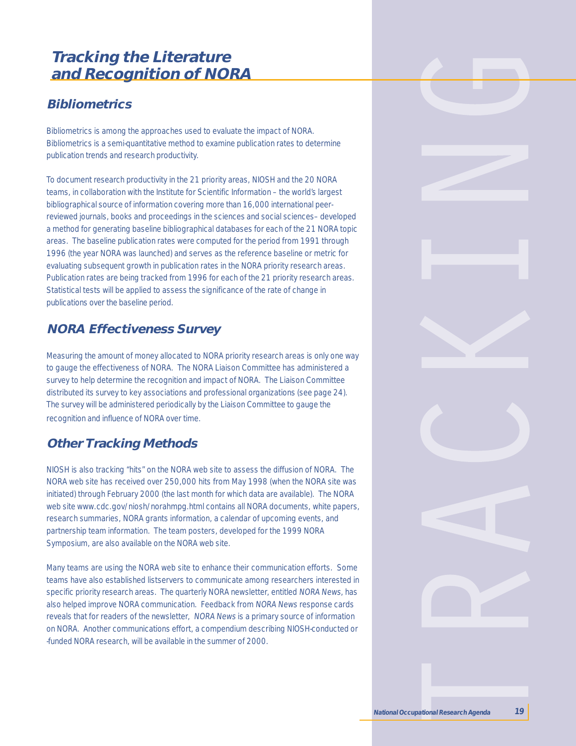# Tracking the Literature and Recognition of NORA

## Bibliometrics

Bibliometrics is among the approaches used to evaluate the impact of NORA. Bibliometrics is a semi-quantitative method to examine publication rates to determine publication trends and research productivity.

To document research productivity in the 21 priority areas, NIOSH and the 20 NORA teams, in collaboration with the Institute for Scientific Information – the world's largest bibliographical source of information covering more than 16,000 international peer-reviewed journals, books and proceedings in the sciences and social sciences– developed a method for generating baseline bibliographical databases for each of the 21 NORA topic areas. The baseline publication rates were computed for the period from 1991 through 1996 (the year NORA was launched) and serves as the reference baseline or metric for evaluating subsequent growth in publication rates in the NORA priority research areas. Publication rates are being tracked from 1996 for each of the 21 priority research areas. Statistical tests will be applied to assess the significance of the rate of change in publications over the baseline period.

## NORA Effectiveness Survey

Measuring the amount of money allocated to NORA priority research areas is only one way to gauge the effectiveness of NORA. The NORA Liaison Committee has administered a survey to help determine the recognition and impact of NORA. The Liaison Committee distributed its survey to key associations and professional organizations (see page 24). The survey will be administered periodically by the Liaison Committee to gauge the recognition and influence of NORA over time.

## Other Tracking Methods

NIOSH is also tracking "hits" on the NORA web site to assess the diffusion of NORA. The NORA web site has received over 250,000 hits from May 1998 (when the NORA site was initiated) through February 2000 (the last month for which data are available). The NORA web site www.cdc.gov/niosh/norahmpg.html contains all NORA documents, white papers, research summaries, NORA grants information, a calendar of upcoming events, and partnership team information. The team posters, developed for the 1999 NORA Symposium, are also available on the NORA web site.

Many teams are using the NORA web site to enhance their communication efforts. Some teams have also established listservers to communicate among researchers interested in specific priority research areas. The quarterly NORA newsletter, entitled *NORA News*, has also helped improve NORA communication. Feedback from *NORA News* response cards reveals that for readers of the newsletter, *NORA News* is a primary source of information on NORA. Another communications effort, a compendium describing NIOSH-conducted or -funded NORA research, will be available in the summer of 2000.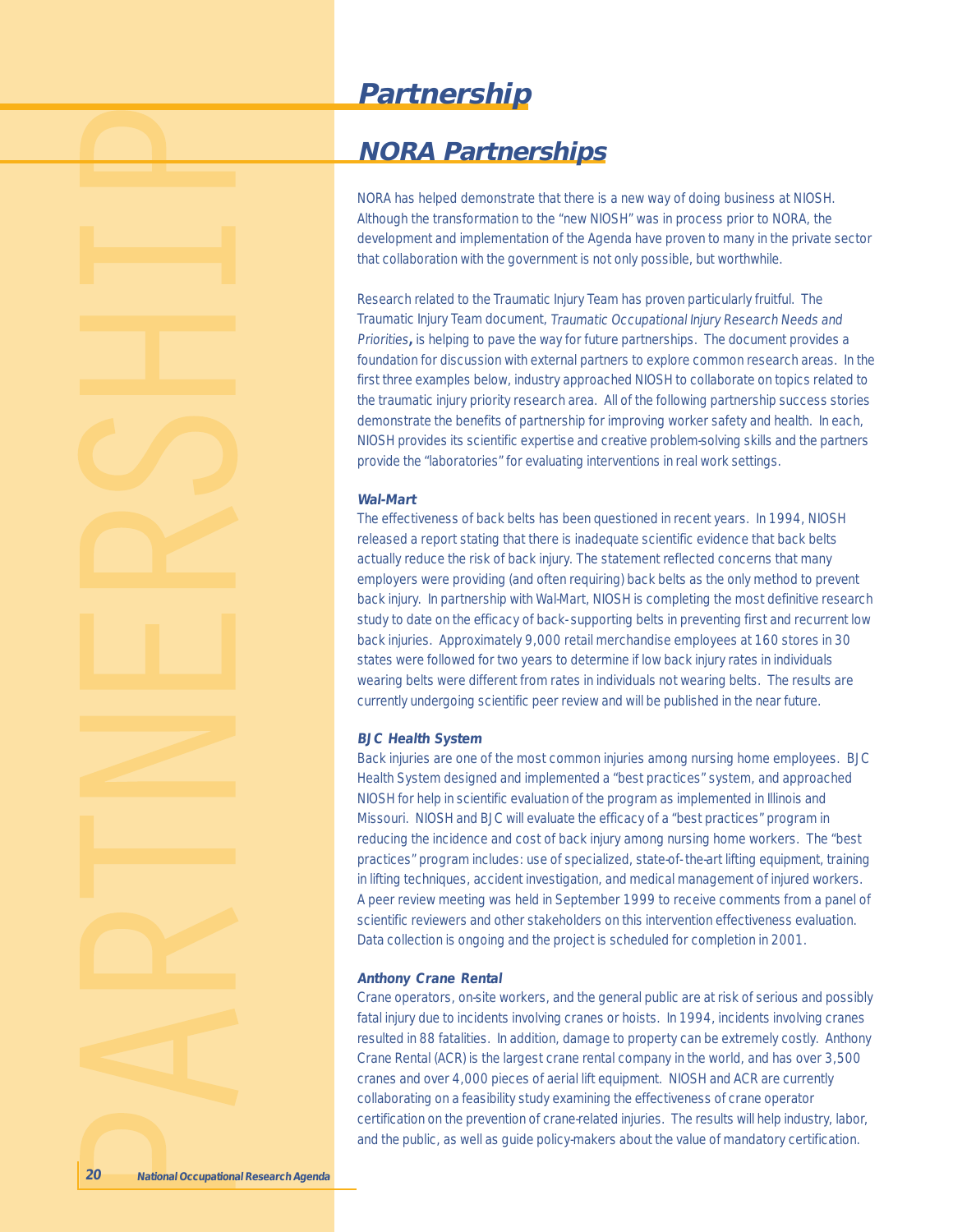# Partnership

## NORA Partnerships

NORA has helped demonstrate that there is a new way of doing business at NIOSH. Although the transformation to the "new NIOSH" was in process prior to NORA, the development and implementation of the Agenda have proven to many in the private sector that collaboration with the government is not only possible, but worthwhile.

Research related to the Traumatic Injury Team has proven particularly fruitful. The Traumatic Injury Team document, *Traumatic Occupational Injury Research Needs and Priorities***,** is helping to pave the way for future partnerships. The document provides a foundation for discussion with external partners to explore common research areas. In the first three examples below, industry approached NIOSH to collaborate on topics related to the traumatic injury priority research area. All of the following partnership success stories demonstrate the benefits of partnership for improving worker safety and health. In each, NIOSH provides its scientific expertise and creative problem-solving skills and the partners provide the "laboratories" for evaluating interventions in real work settings.

***Wal-Mart***

The effectiveness of back belts has been questioned in recent years. In 1994, NIOSH released a report stating that there is inadequate scientific evidence that back belts actually reduce the risk of back injury. The statement reflected concerns that many employers were providing (and often requiring) back belts as the only method to prevent back injury. In partnership with Wal-Mart, NIOSH is completing the most definitive research study to date on the efficacy of back-supporting belts in preventing first and recurrent low back injuries. Approximately 9,000 retail merchandise employees at 160 stores in 30 states were followed for two years to determine if low back injury rates in individuals wearing belts were different from rates in individuals not wearing belts. The results are currently undergoing scientific peer review and will be published in the near future.

***BJC Health System***

Back injuries are one of the most common injuries among nursing home employees. BJC Health System designed and implemented a "best practices" system, and approached NIOSH for help in scientific evaluation of the program as implemented in Illinois and Missouri. NIOSH and BJC will evaluate the efficacy of a "best practices" program in reducing the incidence and cost of back injury among nursing home workers. The "best practices" program includes: use of specialized, state-of-the-art lifting equipment, training in lifting techniques, accident investigation, and medical management of injured workers. A peer review meeting was held in September 1999 to receive comments from a panel of scientific reviewers and other stakeholders on this intervention effectiveness evaluation. Data collection is ongoing and the project is scheduled for completion in 2001.

***Anthony Crane Rental***

Crane operators, on-site workers, and the general public are at risk of serious and possibly fatal injury due to incidents involving cranes or hoists. In 1994, incidents involving cranes resulted in 88 fatalities. In addition, damage to property can be extremely costly. Anthony Crane Rental (ACR) is the largest crane rental company in the world, and has over 3,500 cranes and over 4,000 pieces of aerial lift equipment. NIOSH and ACR are currently collaborating on a feasibility study examining the effectiveness of crane operator certification on the prevention of crane-related injuries. The results will help industry, labor, and the public, as well as guide policy-makers about the value of mandatory certification.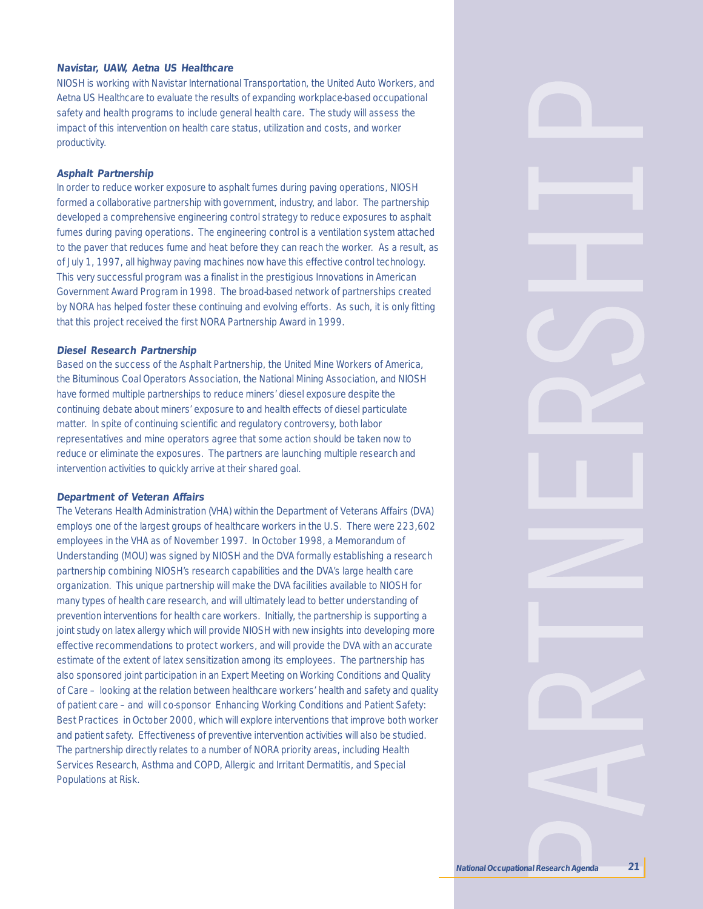### Navistar, UAW, Aetna US Healthcare

NIOSH is working with Navistar International Transportation, the United Auto Workers, and Aetna US Healthcare to evaluate the results of expanding workplace-based occupational safety and health programs to include general health care. The study will assess the impact of this intervention on health care status, utilization and costs, and worker productivity.

### Asphalt Partnership

In order to reduce worker exposure to asphalt fumes during paving operations, NIOSH formed a collaborative partnership with government, industry, and labor. The partnership developed a comprehensive engineering control strategy to reduce exposures to asphalt fumes during paving operations. The engineering control is a ventilation system attached to the paver that reduces fume and heat before they can reach the worker. As a result, as of July 1, 1997, all highway paving machines now have this effective control technology. This very successful program was a finalist in the prestigious Innovations in American Government Award Program in 1998. The broad-based network of partnerships created by NORA has helped foster these continuing and evolving efforts. As such, it is only fitting that this project received the first NORA Partnership Award in 1999.

### Diesel Research Partnership

Based on the success of the Asphalt Partnership, the United Mine Workers of America, the Bituminous Coal Operators Association, the National Mining Association, and NIOSH have formed multiple partnerships to reduce miners' diesel exposure despite the continuing debate about miners' exposure to and health effects of diesel particulate matter. In spite of continuing scientific and regulatory controversy, both labor representatives and mine operators agree that some action should be taken now to reduce or eliminate the exposures. The partners are launching multiple research and intervention activities to quickly arrive at their shared goal.

### Department of Veteran Affairs

The Veterans Health Administration (VHA) within the Department of Veterans Affairs (DVA) employs one of the largest groups of healthcare workers in the U.S. There were 223,602 employees in the VHA as of November 1997. In October 1998, a Memorandum of Understanding (MOU) was signed by NIOSH and the DVA formally establishing a research partnership combining NIOSH's research capabilities and the DVA's large health care organization. This unique partnership will make the DVA facilities available to NIOSH for many types of health care research, and will ultimately lead to better understanding of prevention interventions for health care workers. Initially, the partnership is supporting a joint study on latex allergy which will provide NIOSH with new insights into developing more effective recommendations to protect workers, and will provide the DVA with an accurate estimate of the extent of latex sensitization among its employees. The partnership has also sponsored joint participation in an Expert Meeting on Working Conditions and Quality of Care – looking at the relation between healthcare workers' health and safety and quality of patient care – and will co-sponsor Enhancing Working Conditions and Patient Safety: Best Practices in October 2000, which will explore interventions that improve both worker and patient safety. Effectiveness of preventive intervention activities will also be studied. The partnership directly relates to a number of NORA priority areas, including Health Services Research, Asthma and COPD, Allergic and Irritant Dermatitis, and Special Populations at Risk.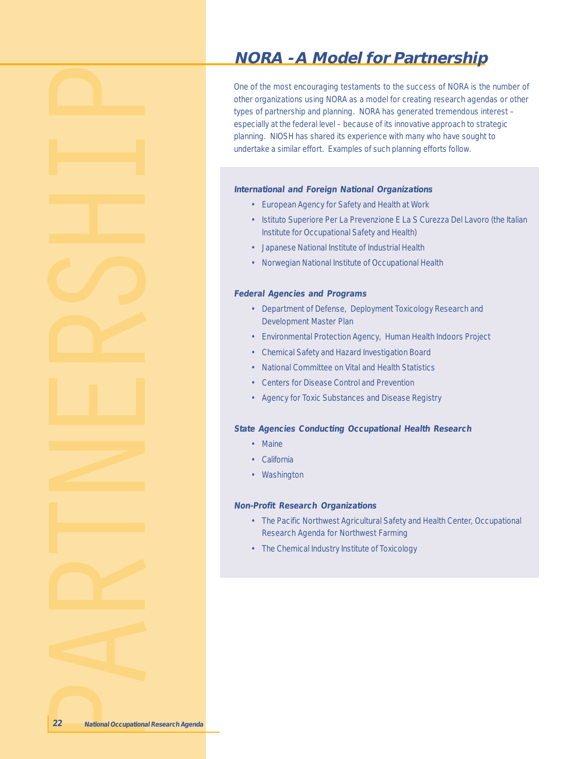# NORA - A Model for Partnership

One of the most encouraging testaments to the success of NORA is the number of other organizations using NORA as a model for creating research agendas or other types of partnership and planning. NORA has generated tremendous interest – especially at the federal level – because of its innovative approach to strategic planning. NIOSH has shared its experience with many who have sought to undertake a similar effort. Examples of such planning efforts follow.

### International and Foreign National Organizations

- European Agency for Safety and Health at Work
- Istituto Superiore Per La Prevenzione E La S Curezza Del Lavoro (the Italian Institute for Occupational Safety and Health)
- Japanese National Institute of Industrial Health
- Norwegian National Institute of Occupational Health

### Federal Agencies and Programs

- Department of Defense, Deployment Toxicology Research and Development Master Plan
- Environmental Protection Agency, Human Health Indoors Project
- Chemical Safety and Hazard Investigation Board
- National Committee on Vital and Health Statistics
- Centers for Disease Control and Prevention
- Agency for Toxic Substances and Disease Registry

### State Agencies Conducting Occupational Health Research

- Maine
- California
- Washington

### Non-Profit Research Organizations

- The Pacific Northwest Agricultural Safety and Health Center, Occupational Research Agenda for Northwest Farming
- The Chemical Industry Institute of Toxicology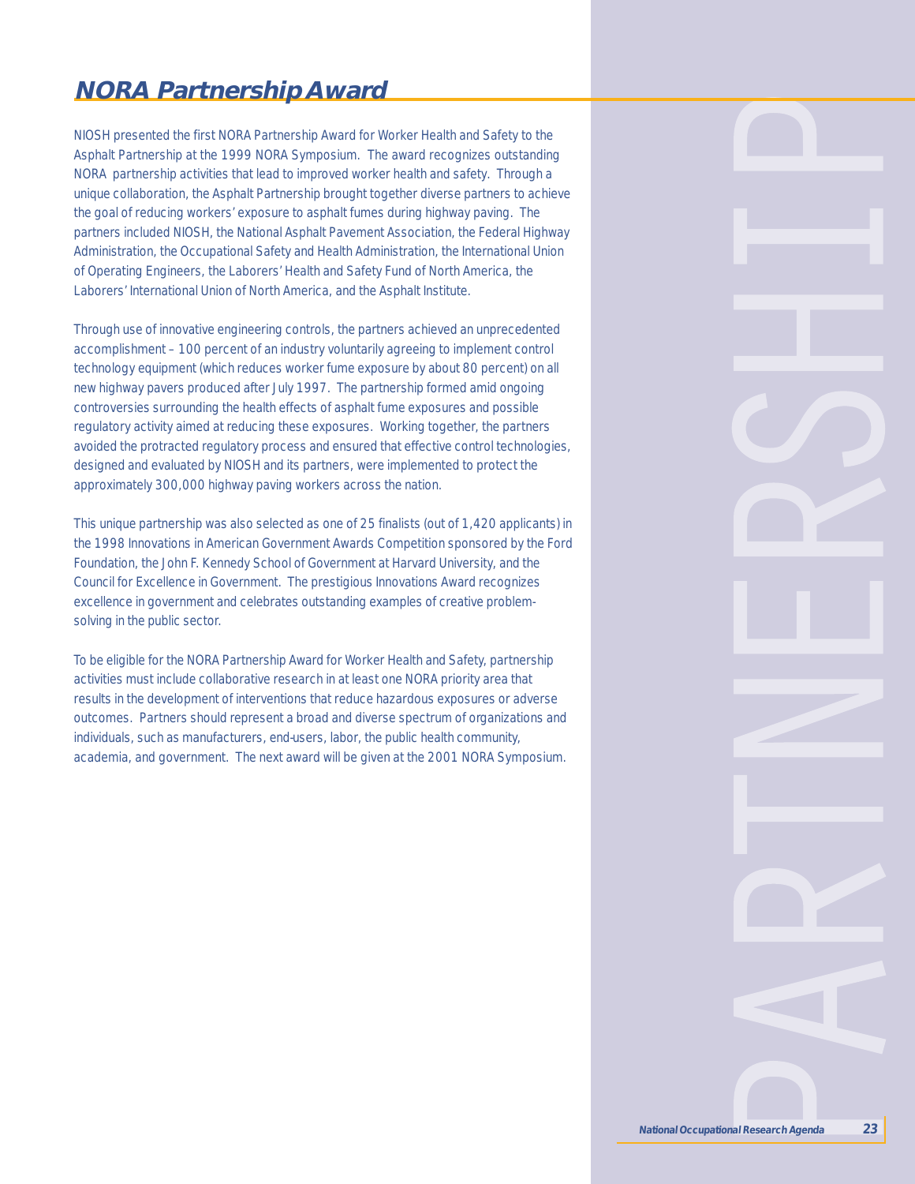## NORA Partnership Award

NIOSH presented the first NORA Partnership Award for Worker Health and Safety to the Asphalt Partnership at the 1999 NORA Symposium. The award recognizes outstanding NORA partnership activities that lead to improved worker health and safety. Through a unique collaboration, the Asphalt Partnership brought together diverse partners to achieve the goal of reducing workers' exposure to asphalt fumes during highway paving. The partners included NIOSH, the National Asphalt Pavement Association, the Federal Highway Administration, the Occupational Safety and Health Administration, the International Union of Operating Engineers, the Laborers' Health and Safety Fund of North America, the Laborers' International Union of North America, and the Asphalt Institute.

Through use of innovative engineering controls, the partners achieved an unprecedented accomplishment – 100 percent of an industry voluntarily agreeing to implement control technology equipment (which reduces worker fume exposure by about 80 percent) on all new highway pavers produced after July 1997. The partnership formed amid ongoing controversies surrounding the health effects of asphalt fume exposures and possible regulatory activity aimed at reducing these exposures. Working together, the partners avoided the protracted regulatory process and ensured that effective control technologies, designed and evaluated by NIOSH and its partners, were implemented to protect the approximately 300,000 highway paving workers across the nation.

This unique partnership was also selected as one of 25 finalists (out of 1,420 applicants) in the 1998 Innovations in American Government Awards Competition sponsored by the Ford Foundation, the John F. Kennedy School of Government at Harvard University, and the Council for Excellence in Government. The prestigious Innovations Award recognizes excellence in government and celebrates outstanding examples of creative problem-solving in the public sector.

To be eligible for the NORA Partnership Award for Worker Health and Safety, partnership activities must include collaborative research in at least one NORA priority area that results in the development of interventions that reduce hazardous exposures or adverse outcomes. Partners should represent a broad and diverse spectrum of organizations and individuals, such as manufacturers, end-users, labor, the public health community, academia, and government. The next award will be given at the 2001 NORA Symposium.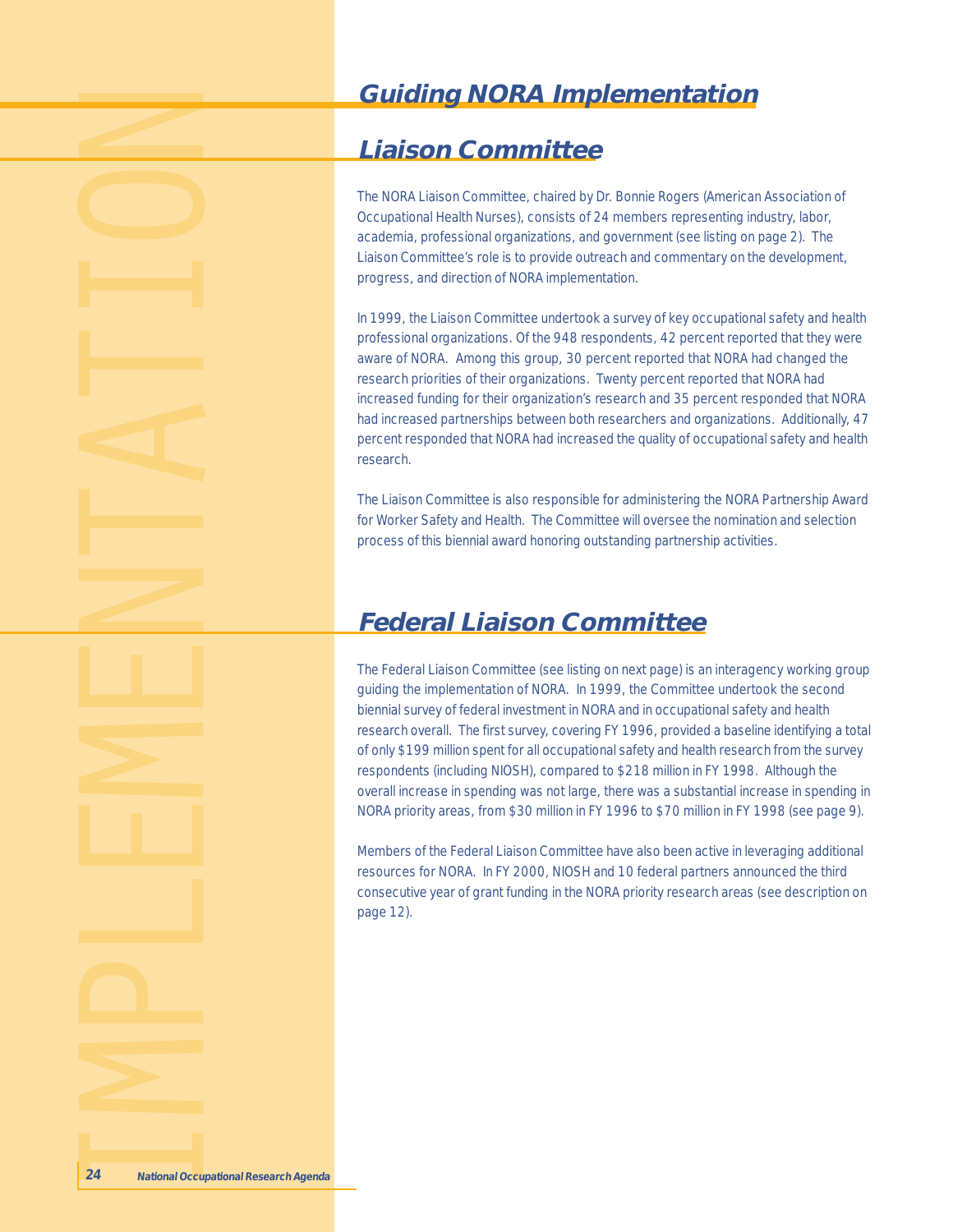# Guiding NORA Implementation

## Liaison Committee

The NORA Liaison Committee, chaired by Dr. Bonnie Rogers (American Association of Occupational Health Nurses), consists of 24 members representing industry, labor, academia, professional organizations, and government (see listing on page 2). The Liaison Committee's role is to provide outreach and commentary on the development, progress, and direction of NORA implementation.

In 1999, the Liaison Committee undertook a survey of key occupational safety and health professional organizations. Of the 948 respondents, 42 percent reported that they were aware of NORA. Among this group, 30 percent reported that NORA had changed the research priorities of their organizations. Twenty percent reported that NORA had increased funding for their organization's research and 35 percent responded that NORA had increased partnerships between both researchers and organizations. Additionally, 47 percent responded that NORA had increased the quality of occupational safety and health research.

The Liaison Committee is also responsible for administering the NORA Partnership Award for Worker Safety and Health. The Committee will oversee the nomination and selection process of this biennial award honoring outstanding partnership activities.

## Federal Liaison Committee

The Federal Liaison Committee (see listing on next page) is an interagency working group guiding the implementation of NORA. In 1999, the Committee undertook the second biennial survey of federal investment in NORA and in occupational safety and health research overall. The first survey, covering FY 1996, provided a baseline identifying a total of only $199 million spent for all occupational safety and health research from the survey respondents (including NIOSH), compared to $218 million in FY 1998. Although the overall increase in spending was not large, there was a substantial increase in spending in NORA priority areas, from $30 million in FY 1996 to $70 million in FY 1998 (see page 9).

Members of the Federal Liaison Committee have also been active in leveraging additional resources for NORA. In FY 2000, NIOSH and 10 federal partners announced the third consecutive year of grant funding in the NORA priority research areas (see description on page 12).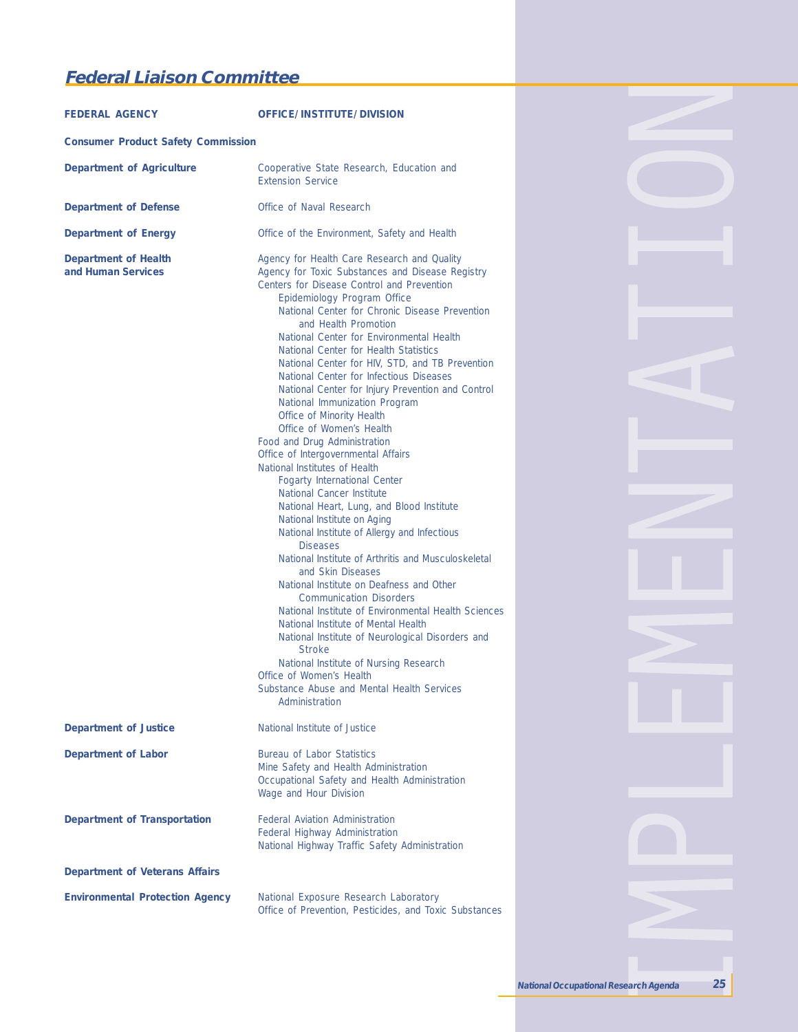## Federal Liaison Committee

| FEDERAL AGENCY | OFFICE/INSTITUTE/DIVISION |
|---|---|
| **Consumer Product Safety Commission** | |
| **Department of Agriculture** | Cooperative State Research, Education and Extension Service |
| **Department of Defense** | Office of Naval Research |
| **Department of Energy** | Office of the Environment, Safety and Health |
| **Department of Health and Human Services** | Agency for Health Care Research and Quality<br>Agency for Toxic Substances and Disease Registry<br>Centers for Disease Control and Prevention<br>&nbsp;&nbsp;&nbsp;&nbsp;Epidemiology Program Office<br>&nbsp;&nbsp;&nbsp;&nbsp;National Center for Chronic Disease Prevention and Health Promotion<br>&nbsp;&nbsp;&nbsp;&nbsp;National Center for Environmental Health<br>&nbsp;&nbsp;&nbsp;&nbsp;National Center for Health Statistics<br>&nbsp;&nbsp;&nbsp;&nbsp;National Center for HIV, STD, and TB Prevention<br>&nbsp;&nbsp;&nbsp;&nbsp;National Center for Infectious Diseases<br>&nbsp;&nbsp;&nbsp;&nbsp;National Center for Injury Prevention and Control<br>&nbsp;&nbsp;&nbsp;&nbsp;National Immunization Program<br>&nbsp;&nbsp;&nbsp;&nbsp;Office of Minority Health<br>&nbsp;&nbsp;&nbsp;&nbsp;Office of Women's Health<br>Food and Drug Administration<br>Office of Intergovernmental Affairs<br>National Institutes of Health<br>&nbsp;&nbsp;&nbsp;&nbsp;Fogarty International Center<br>&nbsp;&nbsp;&nbsp;&nbsp;National Cancer Institute<br>&nbsp;&nbsp;&nbsp;&nbsp;National Heart, Lung, and Blood Institute<br>&nbsp;&nbsp;&nbsp;&nbsp;National Institute on Aging<br>&nbsp;&nbsp;&nbsp;&nbsp;National Institute of Allergy and Infectious Diseases<br>&nbsp;&nbsp;&nbsp;&nbsp;National Institute of Arthritis and Musculoskeletal and Skin Diseases<br>&nbsp;&nbsp;&nbsp;&nbsp;National Institute on Deafness and Other Communication Disorders<br>&nbsp;&nbsp;&nbsp;&nbsp;National Institute of Environmental Health Sciences<br>&nbsp;&nbsp;&nbsp;&nbsp;National Institute of Mental Health<br>&nbsp;&nbsp;&nbsp;&nbsp;National Institute of Neurological Disorders and Stroke<br>&nbsp;&nbsp;&nbsp;&nbsp;National Institute of Nursing Research<br>Office of Women's Health<br>Substance Abuse and Mental Health Services Administration |
| **Department of Justice** | National Institute of Justice |
| **Department of Labor** | Bureau of Labor Statistics<br>Mine Safety and Health Administration<br>Occupational Safety and Health Administration<br>Wage and Hour Division |
| **Department of Transportation** | Federal Aviation Administration<br>Federal Highway Administration<br>National Highway Traffic Safety Administration |
| **Department of Veterans Affairs** | |
| **Environmental Protection Agency** | National Exposure Research Laboratory<br>Office of Prevention, Pesticides, and Toxic Substances |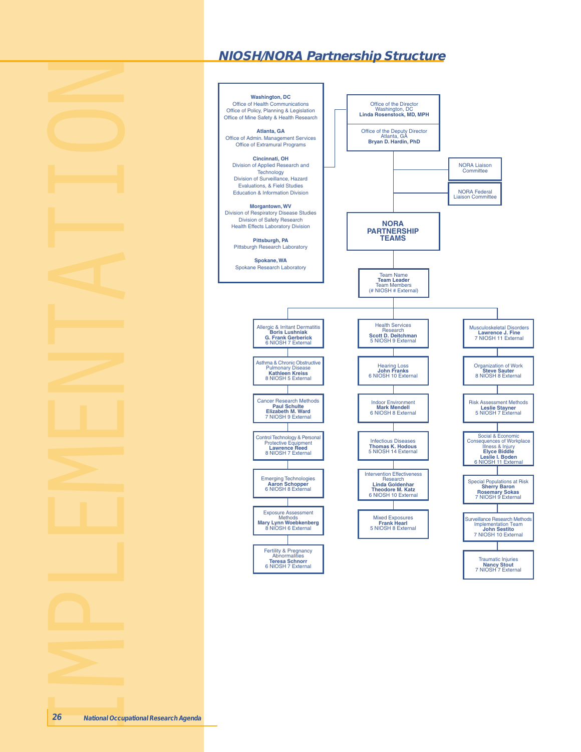## NIOSH/NORA Partnership Structure

**Washington, DC**
Office of Health Communications
Office of Policy, Planning & Legislation
Office of Mine Safety & Health Research

**Atlanta, GA**
Office of Admin. Management Services
Office of Extramural Programs

**Cincinnati, OH**
Division of Applied Research and Technology
Division of Surveillance, Hazard Evaluations, & Field Studies
Education & Information Division

**Morgantown, WV**
Division of Respiratory Disease Studies
Division of Safety Research
Health Effects Laboratory Division

**Pittsburgh, PA**
Pittsburgh Research Laboratory

**Spokane, WA**
Spokane Research Laboratory

---

Office of the Director
Washington, DC
**Linda Rosenstock, MD, MPH**

Office of the Deputy Director
Atlanta, GA
**Bryan D. Hardin, PhD**

NORA Liaison Committee

NORA Federal Liaison Committee

**NORA PARTNERSHIP TEAMS**

Team Name
**Team Leader**
Team Members
(# NIOSH # External)

---

Allergic & Irritant Dermatitis
**Boris Lushniak**
**G. Frank Gerberick**
6 NIOSH 7 External

Asthma & Chronic Obstructive Pulmonary Disease
**Kathleen Kreiss**
8 NIOSH 5 External

Cancer Research Methods
**Paul Schulte**
**Elizabeth M. Ward**
7 NIOSH 9 External

Control Technology & Personal Protective Equipment
**Lawrence Reed**
8 NIOSH 7 External

Emerging Technologies
**Aaron Schopper**
6 NIOSH 8 External

Exposure Assessment Methods
**Mary Lynn Woebkenberg**
8 NIOSH 6 External

Fertility & Pregnancy Abnormalities
**Teresa Schnorr**
6 NIOSH 7 External

Health Services Research
**Scott D. Deitchman**
5 NIOSH 9 External

Hearing Loss
**John Franks**
6 NIOSH 10 External

Indoor Environment
**Mark Mendell**
6 NIOSH 8 External

Infectious Diseases
**Thomas K. Hodous**
5 NIOSH 14 External

Intervention Effectiveness Research
**Linda Goldenhar**
**Theodore M. Katz**
6 NIOSH 10 External

Mixed Exposures
**Frank Hearl**
5 NIOSH 8 External

Musculoskeletal Disorders
**Lawrence J. Fine**
7 NIOSH 11 External

Organization of Work
**Steve Sauter**
8 NIOSH 8 External

Risk Assessment Methods
**Leslie Stayner**
5 NIOSH 7 External

Social & Economic Consequences of Workplace Illness & Injury
**Elyce Biddle**
**Leslie I. Boden**
6 NIOSH 11 External

Special Populations at Risk
**Sherry Baron**
**Rosemary Sokas**
7 NIOSH 9 External

Surveillance Research Methods Implementation Team
**John Sestito**
7 NIOSH 10 External

Traumatic Injuries
**Nancy Stout**
7 NIOSH 7 External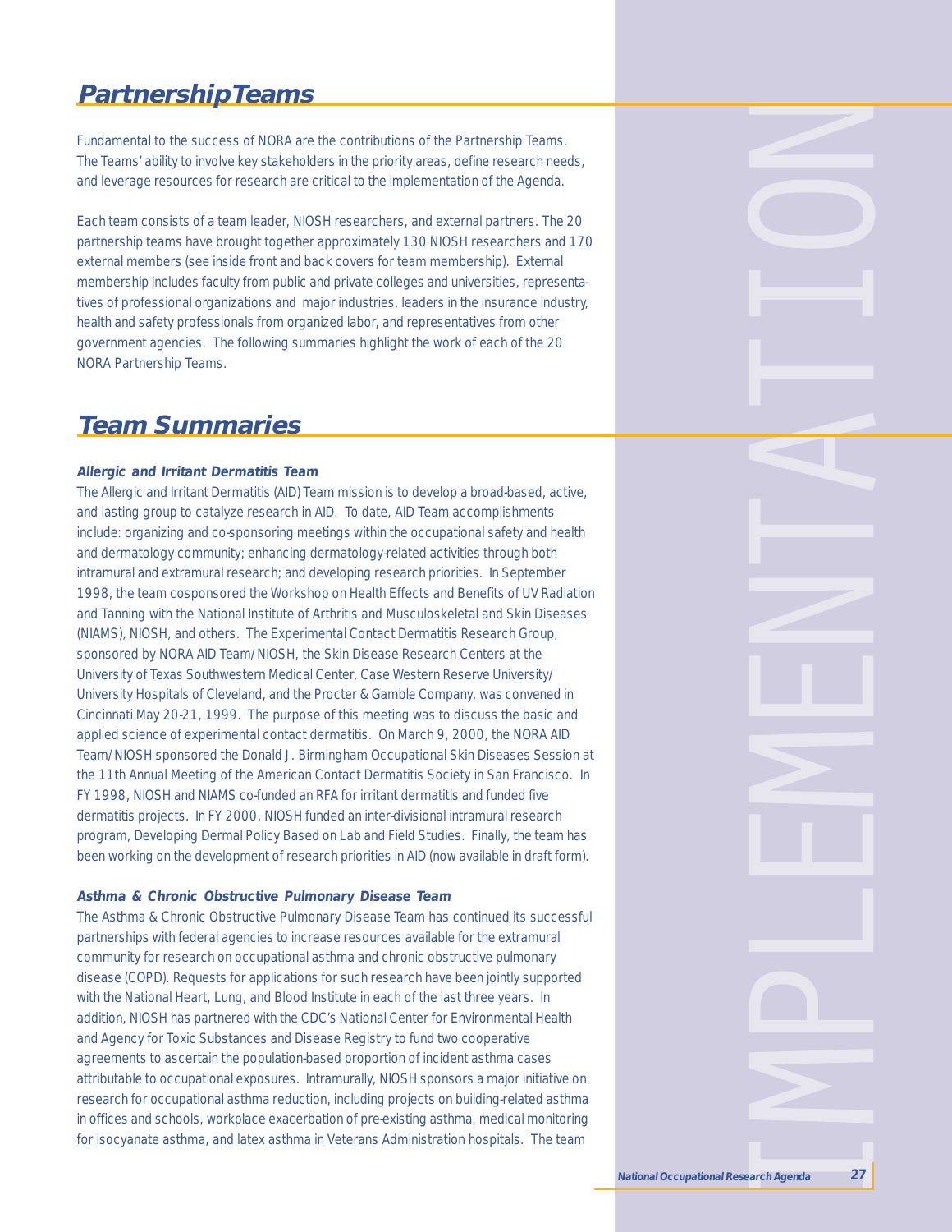## Partnership Teams

Fundamental to the success of NORA are the contributions of the Partnership Teams. The Teams' ability to involve key stakeholders in the priority areas, define research needs, and leverage resources for research are critical to the implementation of the Agenda.

Each team consists of a team leader, NIOSH researchers, and external partners. The 20 partnership teams have brought together approximately 130 NIOSH researchers and 170 external members (see inside front and back covers for team membership). External membership includes faculty from public and private colleges and universities, representatives of professional organizations and major industries, leaders in the insurance industry, health and safety professionals from organized labor, and representatives from other government agencies. The following summaries highlight the work of each of the 20 NORA Partnership Teams.

## Team Summaries

### *Allergic and Irritant Dermatitis Team*

The Allergic and Irritant Dermatitis (AID) Team mission is to develop a broad-based, active, and lasting group to catalyze research in AID. To date, AID Team accomplishments include: organizing and co-sponsoring meetings within the occupational safety and health and dermatology community; enhancing dermatology-related activities through both intramural and extramural research; and developing research priorities. In September 1998, the team cosponsored the Workshop on Health Effects and Benefits of UV Radiation and Tanning with the National Institute of Arthritis and Musculoskeletal and Skin Diseases (NIAMS), NIOSH, and others. The Experimental Contact Dermatitis Research Group, sponsored by NORA AID Team/NIOSH, the Skin Disease Research Centers at the University of Texas Southwestern Medical Center, Case Western Reserve University/University Hospitals of Cleveland, and the Procter & Gamble Company, was convened in Cincinnati May 20-21, 1999. The purpose of this meeting was to discuss the basic and applied science of experimental contact dermatitis. On March 9, 2000, the NORA AID Team/NIOSH sponsored the Donald J. Birmingham Occupational Skin Diseases Session at the 11th Annual Meeting of the American Contact Dermatitis Society in San Francisco. In FY 1998, NIOSH and NIAMS co-funded an RFA for irritant dermatitis and funded five dermatitis projects. In FY 2000, NIOSH funded an inter-divisional intramural research program, Developing Dermal Policy Based on Lab and Field Studies. Finally, the team has been working on the development of research priorities in AID (now available in draft form).

### *Asthma & Chronic Obstructive Pulmonary Disease Team*

The Asthma & Chronic Obstructive Pulmonary Disease Team has continued its successful partnerships with federal agencies to increase resources available for the extramural community for research on occupational asthma and chronic obstructive pulmonary disease (COPD). Requests for applications for such research have been jointly supported with the National Heart, Lung, and Blood Institute in each of the last three years. In addition, NIOSH has partnered with the CDC's National Center for Environmental Health and Agency for Toxic Substances and Disease Registry to fund two cooperative agreements to ascertain the population-based proportion of incident asthma cases attributable to occupational exposures. Intramurally, NIOSH sponsors a major initiative on research for occupational asthma reduction, including projects on building-related asthma in offices and schools, workplace exacerbation of pre-existing asthma, medical monitoring for isocyanate asthma, and latex asthma in Veterans Administration hospitals. The team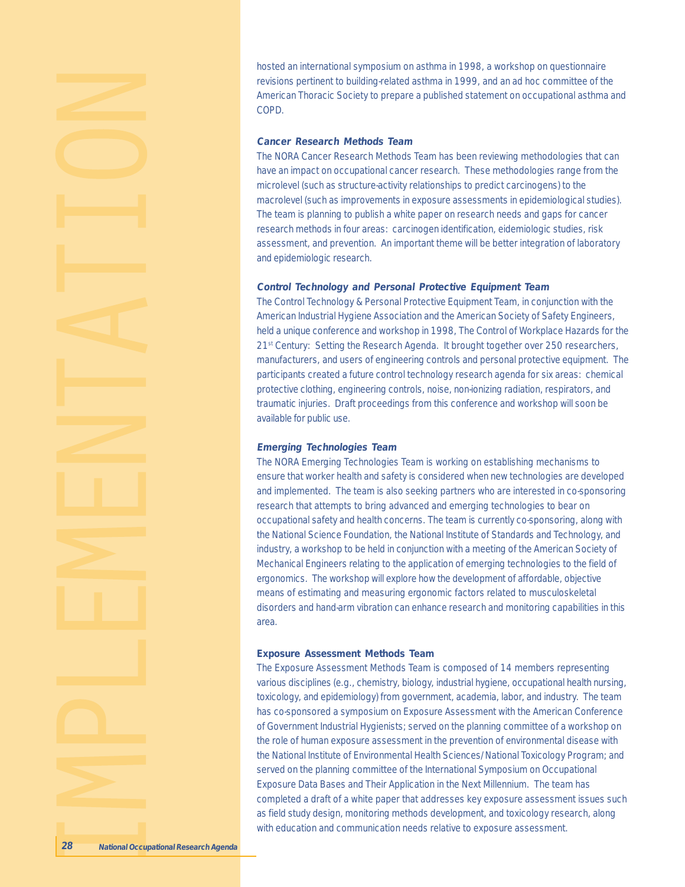hosted an international symposium on asthma in 1998, a workshop on questionnaire revisions pertinent to building-related asthma in 1999, and an ad hoc committee of the American Thoracic Society to prepare a published statement on occupational asthma and COPD.

### *Cancer Research Methods Team*

The NORA Cancer Research Methods Team has been reviewing methodologies that can have an impact on occupational cancer research. These methodologies range from the microlevel (such as structure-activity relationships to predict carcinogens) to the macrolevel (such as improvements in exposure assessments in epidemiological studies). The team is planning to publish a white paper on research needs and gaps for cancer research methods in four areas: carcinogen identification, eidemiologic studies, risk assessment, and prevention. An important theme will be better integration of laboratory and epidemiologic research.

### *Control Technology and Personal Protective Equipment Team*

The Control Technology & Personal Protective Equipment Team, in conjunction with the American Industrial Hygiene Association and the American Society of Safety Engineers, held a unique conference and workshop in 1998, The Control of Workplace Hazards for the 21st Century: Setting the Research Agenda. It brought together over 250 researchers, manufacturers, and users of engineering controls and personal protective equipment. The participants created a future control technology research agenda for six areas: chemical protective clothing, engineering controls, noise, non-ionizing radiation, respirators, and traumatic injuries. Draft proceedings from this conference and workshop will soon be available for public use.

### *Emerging Technologies Team*

The NORA Emerging Technologies Team is working on establishing mechanisms to ensure that worker health and safety is considered when new technologies are developed and implemented. The team is also seeking partners who are interested in co-sponsoring research that attempts to bring advanced and emerging technologies to bear on occupational safety and health concerns. The team is currently co-sponsoring, along with the National Science Foundation, the National Institute of Standards and Technology, and industry, a workshop to be held in conjunction with a meeting of the American Society of Mechanical Engineers relating to the application of emerging technologies to the field of ergonomics. The workshop will explore how the development of affordable, objective means of estimating and measuring ergonomic factors related to musculoskeletal disorders and hand-arm vibration can enhance research and monitoring capabilities in this area.

### Exposure Assessment Methods Team

The Exposure Assessment Methods Team is composed of 14 members representing various disciplines (e.g., chemistry, biology, industrial hygiene, occupational health nursing, toxicology, and epidemiology) from government, academia, labor, and industry. The team has co-sponsored a symposium on Exposure Assessment with the American Conference of Government Industrial Hygienists; served on the planning committee of a workshop on the role of human exposure assessment in the prevention of environmental disease with the National Institute of Environmental Health Sciences/National Toxicology Program; and served on the planning committee of the International Symposium on Occupational Exposure Data Bases and Their Application in the Next Millennium. The team has completed a draft of a white paper that addresses key exposure assessment issues such as field study design, monitoring methods development, and toxicology research, along with education and communication needs relative to exposure assessment.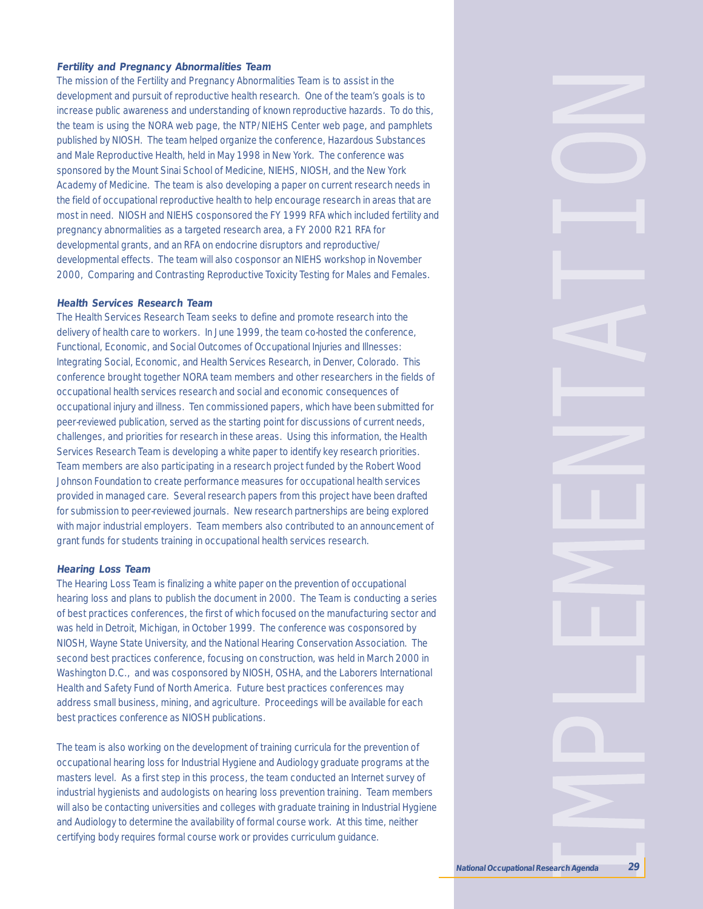### *Fertility and Pregnancy Abnormalities Team*

The mission of the Fertility and Pregnancy Abnormalities Team is to assist in the development and pursuit of reproductive health research. One of the team's goals is to increase public awareness and understanding of known reproductive hazards. To do this, the team is using the NORA web page, the NTP/NIEHS Center web page, and pamphlets published by NIOSH. The team helped organize the conference, Hazardous Substances and Male Reproductive Health, held in May 1998 in New York. The conference was sponsored by the Mount Sinai School of Medicine, NIEHS, NIOSH, and the New York Academy of Medicine. The team is also developing a paper on current research needs in the field of occupational reproductive health to help encourage research in areas that are most in need. NIOSH and NIEHS cosponsored the FY 1999 RFA which included fertility and pregnancy abnormalities as a targeted research area, a FY 2000 R21 RFA for developmental grants, and an RFA on endocrine disruptors and reproductive/developmental effects. The team will also cosponsor an NIEHS workshop in November 2000, Comparing and Contrasting Reproductive Toxicity Testing for Males and Females.

### *Health Services Research Team*

The Health Services Research Team seeks to define and promote research into the delivery of health care to workers. In June 1999, the team co-hosted the conference, Functional, Economic, and Social Outcomes of Occupational Injuries and Illnesses: Integrating Social, Economic, and Health Services Research, in Denver, Colorado. This conference brought together NORA team members and other researchers in the fields of occupational health services research and social and economic consequences of occupational injury and illness. Ten commissioned papers, which have been submitted for peer-reviewed publication, served as the starting point for discussions of current needs, challenges, and priorities for research in these areas. Using this information, the Health Services Research Team is developing a white paper to identify key research priorities. Team members are also participating in a research project funded by the Robert Wood Johnson Foundation to create performance measures for occupational health services provided in managed care. Several research papers from this project have been drafted for submission to peer-reviewed journals. New research partnerships are being explored with major industrial employers. Team members also contributed to an announcement of grant funds for students training in occupational health services research.

### *Hearing Loss Team*

The Hearing Loss Team is finalizing a white paper on the prevention of occupational hearing loss and plans to publish the document in 2000. The Team is conducting a series of best practices conferences, the first of which focused on the manufacturing sector and was held in Detroit, Michigan, in October 1999. The conference was cosponsored by NIOSH, Wayne State University, and the National Hearing Conservation Association. The second best practices conference, focusing on construction, was held in March 2000 in Washington D.C., and was cosponsored by NIOSH, OSHA, and the Laborers International Health and Safety Fund of North America. Future best practices conferences may address small business, mining, and agriculture. Proceedings will be available for each best practices conference as NIOSH publications.

The team is also working on the development of training curricula for the prevention of occupational hearing loss for Industrial Hygiene and Audiology graduate programs at the masters level. As a first step in this process, the team conducted an Internet survey of industrial hygienists and audologists on hearing loss prevention training. Team members will also be contacting universities and colleges with graduate training in Industrial Hygiene and Audiology to determine the availability of formal course work. At this time, neither certifying body requires formal course work or provides curriculum guidance.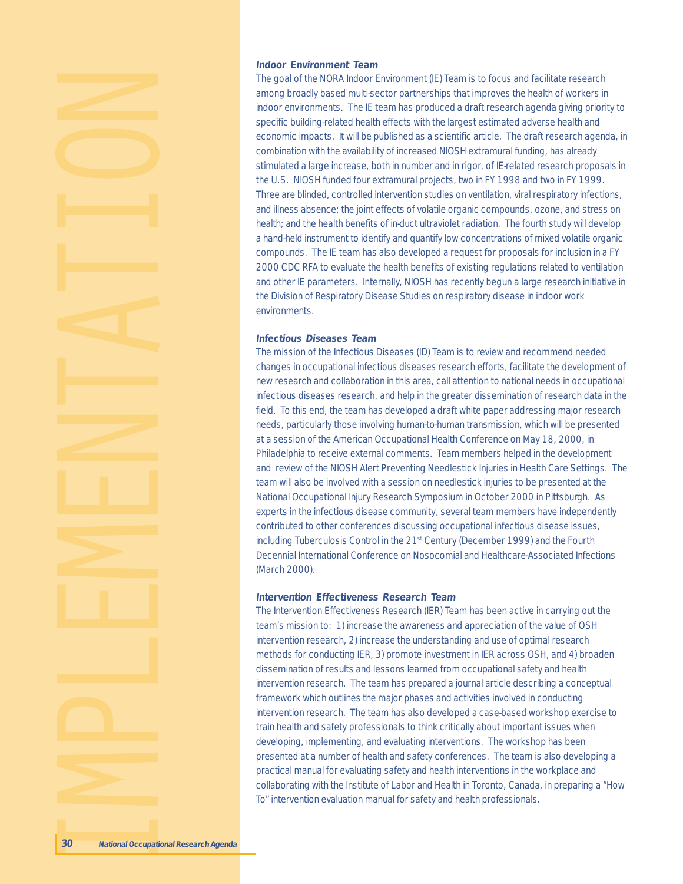### Indoor Environment Team

The goal of the NORA Indoor Environment (IE) Team is to focus and facilitate research among broadly based multi-sector partnerships that improves the health of workers in indoor environments. The IE team has produced a draft research agenda giving priority to specific building-related health effects with the largest estimated adverse health and economic impacts. It will be published as a scientific article. The draft research agenda, in combination with the availability of increased NIOSH extramural funding, has already stimulated a large increase, both in number and in rigor, of IE-related research proposals in the U.S. NIOSH funded four extramural projects, two in FY 1998 and two in FY 1999. Three are blinded, controlled intervention studies on ventilation, viral respiratory infections, and illness absence; the joint effects of volatile organic compounds, ozone, and stress on health; and the health benefits of in-duct ultraviolet radiation. The fourth study will develop a hand-held instrument to identify and quantify low concentrations of mixed volatile organic compounds. The IE team has also developed a request for proposals for inclusion in a FY 2000 CDC RFA to evaluate the health benefits of existing regulations related to ventilation and other IE parameters. Internally, NIOSH has recently begun a large research initiative in the Division of Respiratory Disease Studies on respiratory disease in indoor work environments.

### Infectious Diseases Team

The mission of the Infectious Diseases (ID) Team is to review and recommend needed changes in occupational infectious diseases research efforts, facilitate the development of new research and collaboration in this area, call attention to national needs in occupational infectious diseases research, and help in the greater dissemination of research data in the field. To this end, the team has developed a draft white paper addressing major research needs, particularly those involving human-to-human transmission, which will be presented at a session of the American Occupational Health Conference on May 18, 2000, in Philadelphia to receive external comments. Team members helped in the development and review of the NIOSH Alert Preventing Needlestick Injuries in Health Care Settings. The team will also be involved with a session on needlestick injuries to be presented at the National Occupational Injury Research Symposium in October 2000 in Pittsburgh. As experts in the infectious disease community, several team members have independently contributed to other conferences discussing occupational infectious disease issues, including Tuberculosis Control in the 21st Century (December 1999) and the Fourth Decennial International Conference on Nosocomial and Healthcare-Associated Infections (March 2000).

### Intervention Effectiveness Research Team

The Intervention Effectiveness Research (IER) Team has been active in carrying out the team's mission to: 1) increase the awareness and appreciation of the value of OSH intervention research, 2) increase the understanding and use of optimal research methods for conducting IER, 3) promote investment in IER across OSH, and 4) broaden dissemination of results and lessons learned from occupational safety and health intervention research. The team has prepared a journal article describing a conceptual framework which outlines the major phases and activities involved in conducting intervention research. The team has also developed a case-based workshop exercise to train health and safety professionals to think critically about important issues when developing, implementing, and evaluating interventions. The workshop has been presented at a number of health and safety conferences. The team is also developing a practical manual for evaluating safety and health interventions in the workplace and collaborating with the Institute of Labor and Health in Toronto, Canada, in preparing a "How To" intervention evaluation manual for safety and health professionals.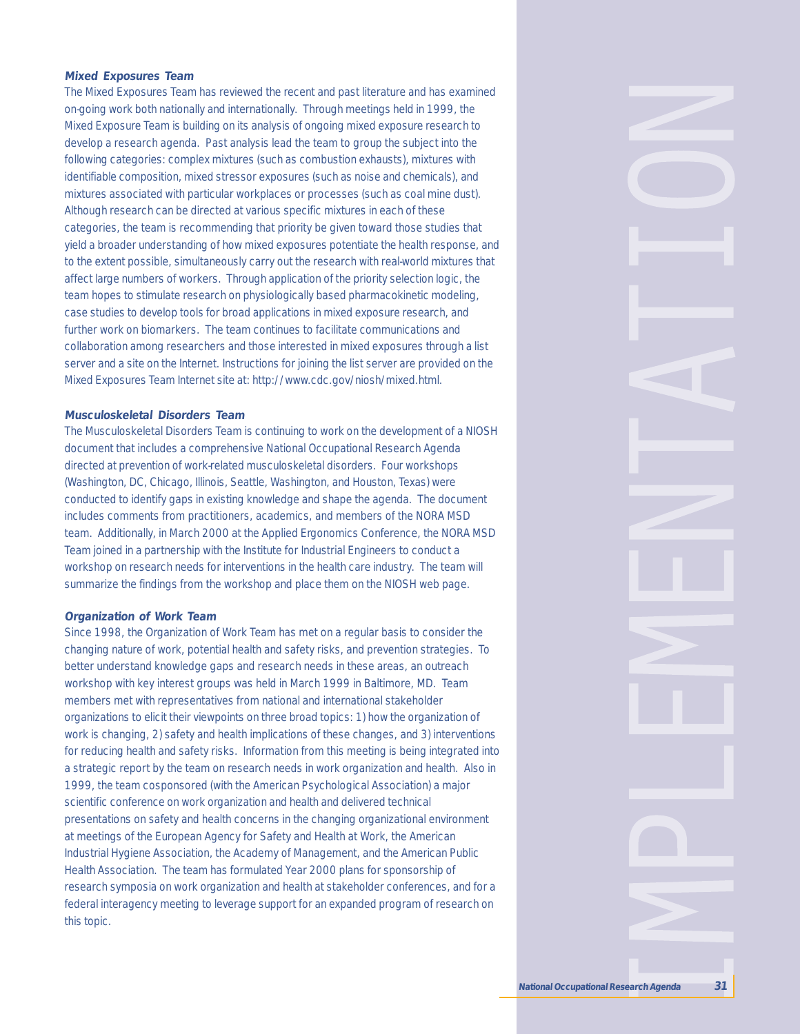### Mixed Exposures Team

The Mixed Exposures Team has reviewed the recent and past literature and has examined on-going work both nationally and internationally. Through meetings held in 1999, the Mixed Exposure Team is building on its analysis of ongoing mixed exposure research to develop a research agenda. Past analysis lead the team to group the subject into the following categories: complex mixtures (such as combustion exhausts), mixtures with identifiable composition, mixed stressor exposures (such as noise and chemicals), and mixtures associated with particular workplaces or processes (such as coal mine dust). Although research can be directed at various specific mixtures in each of these categories, the team is recommending that priority be given toward those studies that yield a broader understanding of how mixed exposures potentiate the health response, and to the extent possible, simultaneously carry out the research with real-world mixtures that affect large numbers of workers. Through application of the priority selection logic, the team hopes to stimulate research on physiologically based pharmacokinetic modeling, case studies to develop tools for broad applications in mixed exposure research, and further work on biomarkers. The team continues to facilitate communications and collaboration among researchers and those interested in mixed exposures through a list server and a site on the Internet. Instructions for joining the list server are provided on the Mixed Exposures Team Internet site at: http://www.cdc.gov/niosh/mixed.html.

### Musculoskeletal Disorders Team

The Musculoskeletal Disorders Team is continuing to work on the development of a NIOSH document that includes a comprehensive National Occupational Research Agenda directed at prevention of work-related musculoskeletal disorders. Four workshops (Washington, DC, Chicago, Illinois, Seattle, Washington, and Houston, Texas) were conducted to identify gaps in existing knowledge and shape the agenda. The document includes comments from practitioners, academics, and members of the NORA MSD team. Additionally, in March 2000 at the Applied Ergonomics Conference, the NORA MSD Team joined in a partnership with the Institute for Industrial Engineers to conduct a workshop on research needs for interventions in the health care industry. The team will summarize the findings from the workshop and place them on the NIOSH web page.

### Organization of Work Team

Since 1998, the Organization of Work Team has met on a regular basis to consider the changing nature of work, potential health and safety risks, and prevention strategies. To better understand knowledge gaps and research needs in these areas, an outreach workshop with key interest groups was held in March 1999 in Baltimore, MD. Team members met with representatives from national and international stakeholder organizations to elicit their viewpoints on three broad topics: 1) how the organization of work is changing, 2) safety and health implications of these changes, and 3) interventions for reducing health and safety risks. Information from this meeting is being integrated into a strategic report by the team on research needs in work organization and health. Also in 1999, the team cosponsored (with the American Psychological Association) a major scientific conference on work organization and health and delivered technical presentations on safety and health concerns in the changing organizational environment at meetings of the European Agency for Safety and Health at Work, the American Industrial Hygiene Association, the Academy of Management, and the American Public Health Association. The team has formulated Year 2000 plans for sponsorship of research symposia on work organization and health at stakeholder conferences, and for a federal interagency meeting to leverage support for an expanded program of research on this topic.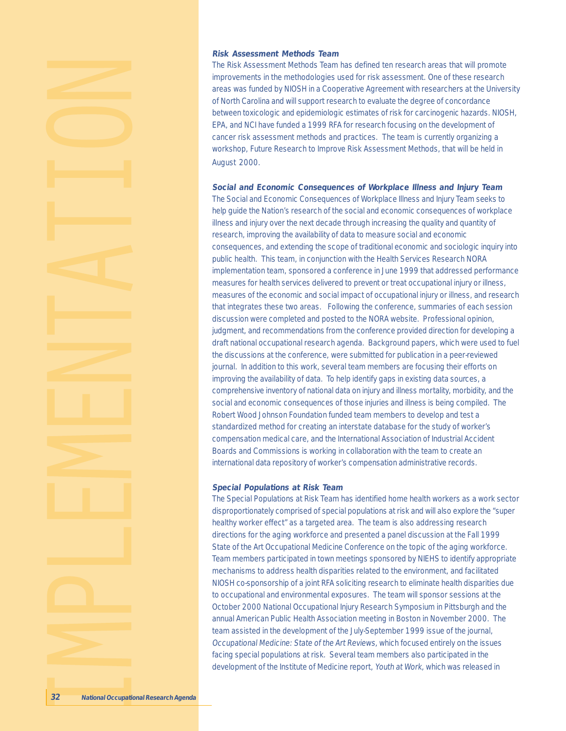### *Risk Assessment Methods Team*

The Risk Assessment Methods Team has defined ten research areas that will promote improvements in the methodologies used for risk assessment. One of these research areas was funded by NIOSH in a Cooperative Agreement with researchers at the University of North Carolina and will support research to evaluate the degree of concordance between toxicologic and epidemiologic estimates of risk for carcinogenic hazards. NIOSH, EPA, and NCI have funded a 1999 RFA for research focusing on the development of cancer risk assessment methods and practices. The team is currently organizing a workshop, Future Research to Improve Risk Assessment Methods, that will be held in August 2000.

### *Social and Economic Consequences of Workplace Illness and Injury Team*

The Social and Economic Consequences of Workplace Illness and Injury Team seeks to help guide the Nation's research of the social and economic consequences of workplace illness and injury over the next decade through increasing the quality and quantity of research, improving the availability of data to measure social and economic consequences, and extending the scope of traditional economic and sociologic inquiry into public health. This team, in conjunction with the Health Services Research NORA implementation team, sponsored a conference in June 1999 that addressed performance measures for health services delivered to prevent or treat occupational injury or illness, measures of the economic and social impact of occupational injury or illness, and research that integrates these two areas. Following the conference, summaries of each session discussion were completed and posted to the NORA website. Professional opinion, judgment, and recommendations from the conference provided direction for developing a draft national occupational research agenda. Background papers, which were used to fuel the discussions at the conference, were submitted for publication in a peer-reviewed journal. In addition to this work, several team members are focusing their efforts on improving the availability of data. To help identify gaps in existing data sources, a comprehensive inventory of national data on injury and illness mortality, morbidity, and the social and economic consequences of those injuries and illness is being compiled. The Robert Wood Johnson Foundation funded team members to develop and test a standardized method for creating an interstate database for the study of worker's compensation medical care, and the International Association of Industrial Accident Boards and Commissions is working in collaboration with the team to create an international data repository of worker's compensation administrative records.

### *Special Populations at Risk Team*

The Special Populations at Risk Team has identified home health workers as a work sector disproportionately comprised of special populations at risk and will also explore the "super healthy worker effect" as a targeted area. The team is also addressing research directions for the aging workforce and presented a panel discussion at the Fall 1999 State of the Art Occupational Medicine Conference on the topic of the aging workforce. Team members participated in town meetings sponsored by NIEHS to identify appropriate mechanisms to address health disparities related to the environment, and facilitated NIOSH co-sponsorship of a joint RFA soliciting research to eliminate health disparities due to occupational and environmental exposures. The team will sponsor sessions at the October 2000 National Occupational Injury Research Symposium in Pittsburgh and the annual American Public Health Association meeting in Boston in November 2000. The team assisted in the development of the July-September 1999 issue of the journal, *Occupational Medicine: State of the Art Reviews*, which focused entirely on the issues facing special populations at risk. Several team members also participated in the development of the Institute of Medicine report, *Youth at Work*, which was released in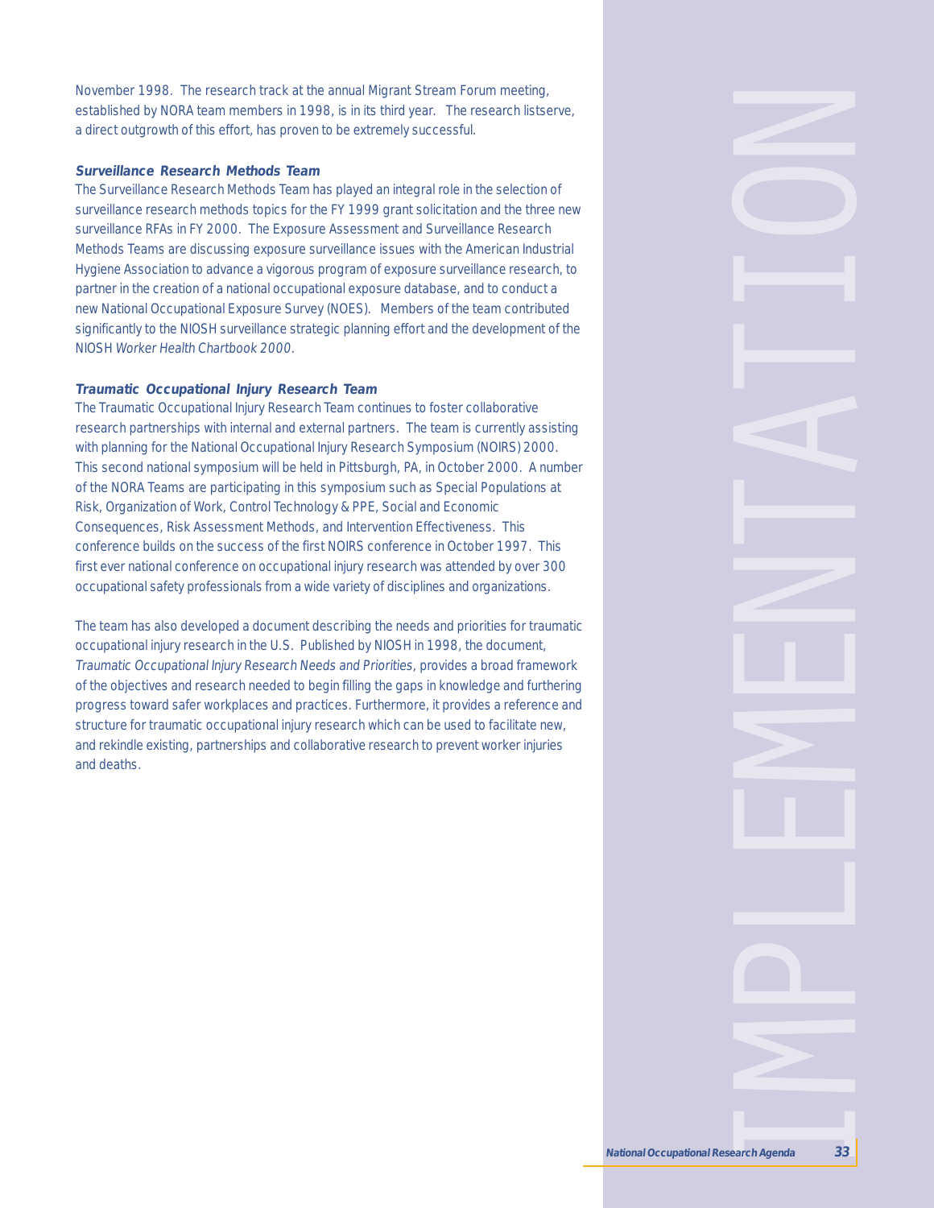November 1998. The research track at the annual Migrant Stream Forum meeting, established by NORA team members in 1998, is in its third year. The research listserve, a direct outgrowth of this effort, has proven to be extremely successful.

***Surveillance Research Methods Team***

The Surveillance Research Methods Team has played an integral role in the selection of surveillance research methods topics for the FY 1999 grant solicitation and the three new surveillance RFAs in FY 2000. The Exposure Assessment and Surveillance Research Methods Teams are discussing exposure surveillance issues with the American Industrial Hygiene Association to advance a vigorous program of exposure surveillance research, to partner in the creation of a national occupational exposure database, and to conduct a new National Occupational Exposure Survey (NOES). Members of the team contributed significantly to the NIOSH surveillance strategic planning effort and the development of the NIOSH *Worker Health Chartbook 2000*.

***Traumatic Occupational Injury Research Team***

The Traumatic Occupational Injury Research Team continues to foster collaborative research partnerships with internal and external partners. The team is currently assisting with planning for the National Occupational Injury Research Symposium (NOIRS) 2000. This second national symposium will be held in Pittsburgh, PA, in October 2000. A number of the NORA Teams are participating in this symposium such as Special Populations at Risk, Organization of Work, Control Technology & PPE, Social and Economic Consequences, Risk Assessment Methods, and Intervention Effectiveness. This conference builds on the success of the first NOIRS conference in October 1997. This first ever national conference on occupational injury research was attended by over 300 occupational safety professionals from a wide variety of disciplines and organizations.

The team has also developed a document describing the needs and priorities for traumatic occupational injury research in the U.S. Published by NIOSH in 1998, the document, *Traumatic Occupational Injury Research Needs and Priorities*, provides a broad framework of the objectives and research needed to begin filling the gaps in knowledge and furthering progress toward safer workplaces and practices. Furthermore, it provides a reference and structure for traumatic occupational injury research which can be used to facilitate new, and rekindle existing, partnerships and collaborative research to prevent worker injuries and deaths.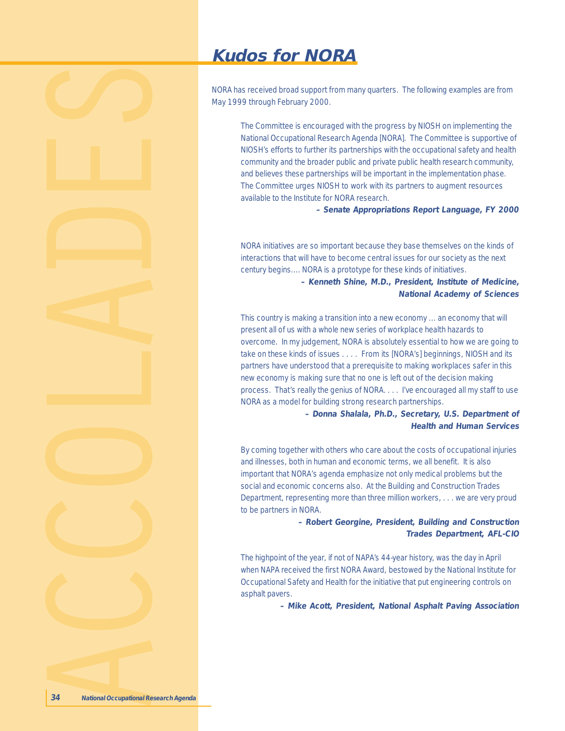# Kudos for NORA

NORA has received broad support from many quarters. The following examples are from May 1999 through February 2000.

> The Committee is encouraged with the progress by NIOSH on implementing the National Occupational Research Agenda [NORA]. The Committee is supportive of NIOSH's efforts to further its partnerships with the occupational safety and health community and the broader public and private public health research community, and believes these partnerships will be important in the implementation phase. The Committee urges NIOSH to work with its partners to augment resources available to the Institute for NORA research.
>
> ***– Senate Appropriations Report Language, FY 2000***

> NORA initiatives are so important because they base themselves on the kinds of interactions that will have to become central issues for our society as the next century begins.... NORA is a prototype for these kinds of initiatives.
>
> ***– Kenneth Shine, M.D., President, Institute of Medicine, National Academy of Sciences***

> This country is making a transition into a new economy … an economy that will present all of us with a whole new series of workplace health hazards to overcome. In my judgement, NORA is absolutely essential to how we are going to take on these kinds of issues . . . . From its [NORA's] beginnings, NIOSH and its partners have understood that a prerequisite to making workplaces safer in this new economy is making sure that no one is left out of the decision making process. That's really the genius of NORA. . . . I've encouraged all my staff to use NORA as a model for building strong research partnerships.
>
> ***– Donna Shalala, Ph.D., Secretary, U.S. Department of Health and Human Services***

> By coming together with others who care about the costs of occupational injuries and illnesses, both in human and economic terms, we all benefit. It is also important that NORA's agenda emphasize not only medical problems but the social and economic concerns also. At the Building and Construction Trades Department, representing more than three million workers, . . . we are very proud to be partners in NORA.
>
> ***– Robert Georgine, President, Building and Construction Trades Department, AFL-CIO***

> The highpoint of the year, if not of NAPA's 44-year history, was the day in April when NAPA received the first NORA Award, bestowed by the National Institute for Occupational Safety and Health for the initiative that put engineering controls on asphalt pavers.
>
> ***– Mike Acott, President, National Asphalt Paving Association***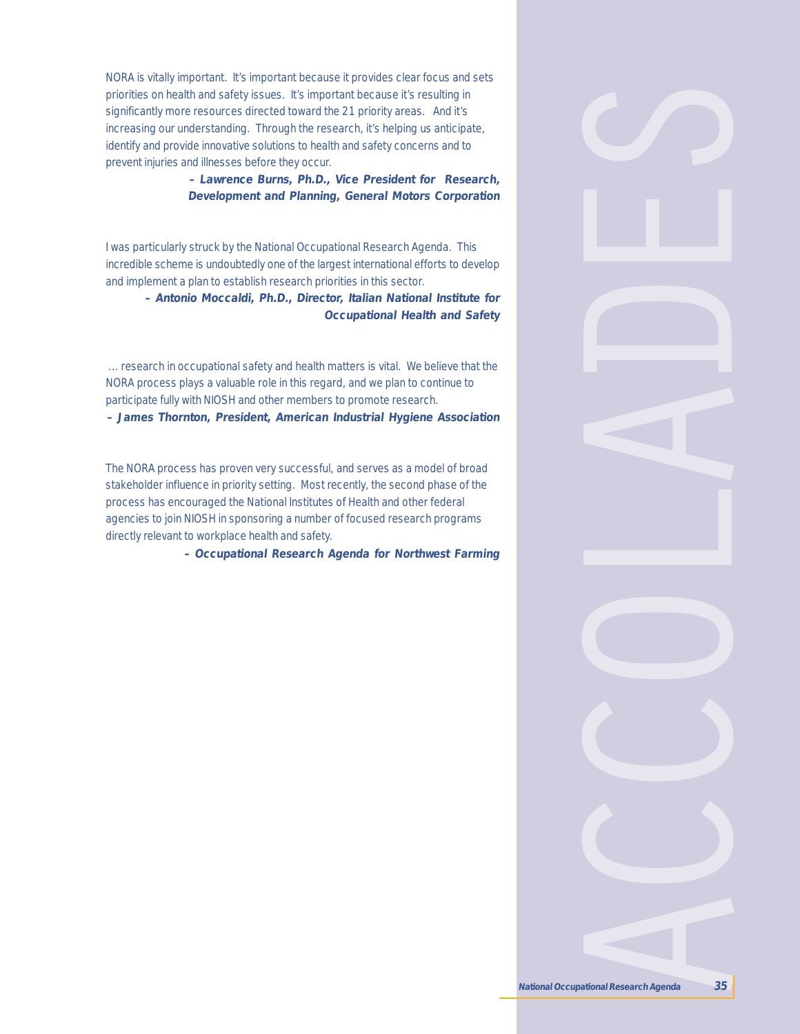# ACCOLADES

NORA is vitally important. It's important because it provides clear focus and sets priorities on health and safety issues. It's important because it's resulting in significantly more resources directed toward the 21 priority areas. And it's increasing our understanding. Through the research, it's helping us anticipate, identify and provide innovative solutions to health and safety concerns and to prevent injuries and illnesses before they occur.

***– Lawrence Burns, Ph.D., Vice President for Research, Development and Planning, General Motors Corporation***

I was particularly struck by the National Occupational Research Agenda. This incredible scheme is undoubtedly one of the largest international efforts to develop and implement a plan to establish research priorities in this sector.

***– Antonio Moccaldi, Ph.D., Director, Italian National Institute for Occupational Health and Safety***

… research in occupational safety and health matters is vital. We believe that the NORA process plays a valuable role in this regard, and we plan to continue to participate fully with NIOSH and other members to promote research.

***– James Thornton, President, American Industrial Hygiene Association***

The NORA process has proven very successful, and serves as a model of broad stakeholder influence in priority setting. Most recently, the second phase of the process has encouraged the National Institutes of Health and other federal agencies to join NIOSH in sponsoring a number of focused research programs directly relevant to workplace health and safety.

***– Occupational Research Agenda for Northwest Farming***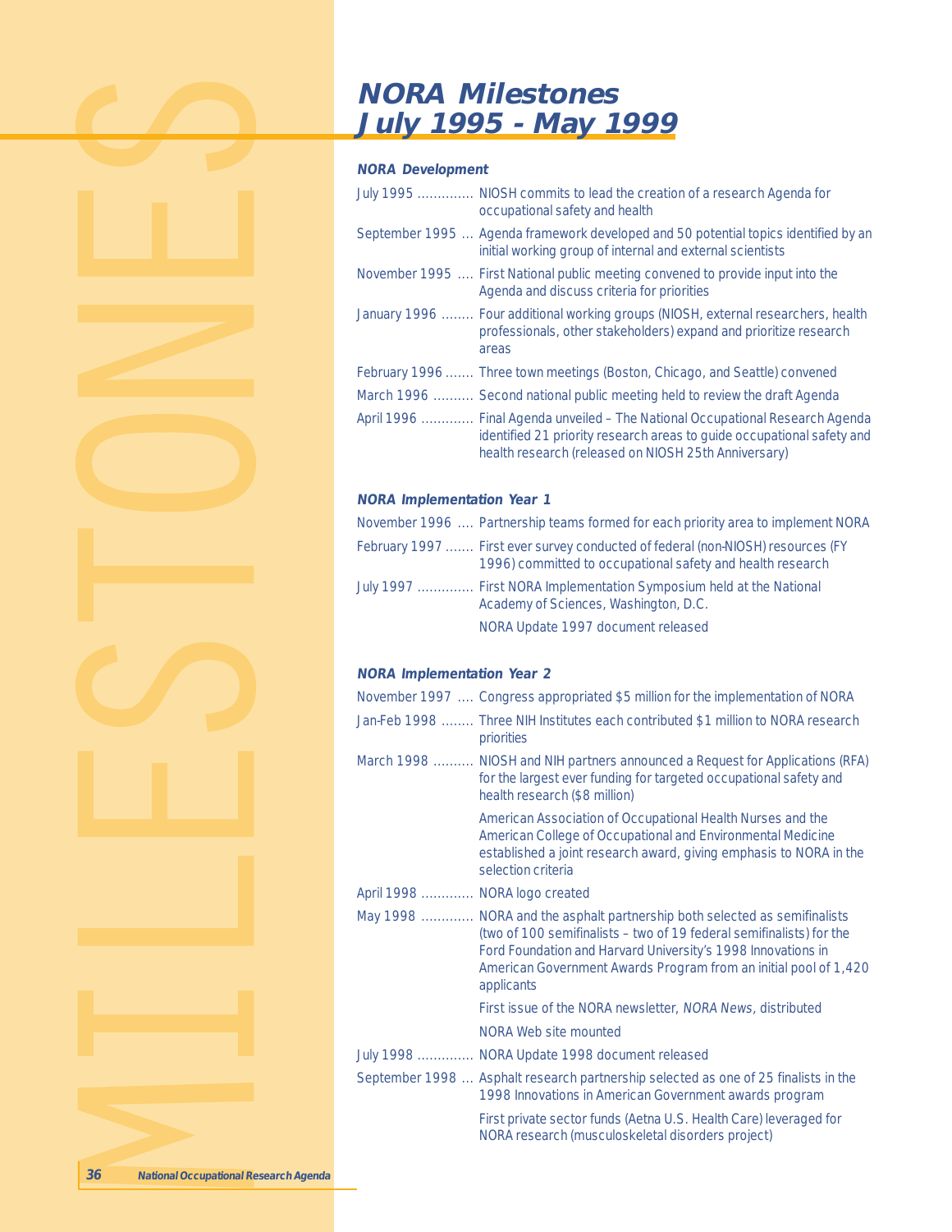# NORA Milestones July 1995 - May 1999

### NORA Development

- July 1995 .............. NIOSH commits to lead the creation of a research Agenda for occupational safety and health
- September 1995 ... Agenda framework developed and 50 potential topics identified by an initial working group of internal and external scientists
- November 1995 .... First National public meeting convened to provide input into the Agenda and discuss criteria for priorities
- January 1996 ........ Four additional working groups (NIOSH, external researchers, health professionals, other stakeholders) expand and prioritize research areas
- February 1996 ....... Three town meetings (Boston, Chicago, and Seattle) convened
- March 1996 .......... Second national public meeting held to review the draft Agenda
- April 1996 ............. Final Agenda unveiled – The National Occupational Research Agenda identified 21 priority research areas to guide occupational safety and health research (released on NIOSH 25th Anniversary)

### NORA Implementation Year 1

- November 1996 .... Partnership teams formed for each priority area to implement NORA
- February 1997 ....... First ever survey conducted of federal (non-NIOSH) resources (FY 1996) committed to occupational safety and health research
- July 1997 .............. First NORA Implementation Symposium held at the National Academy of Sciences, Washington, D.C.

  NORA Update 1997 document released

### NORA Implementation Year 2

- November 1997 .... Congress appropriated $5 million for the implementation of NORA
- Jan-Feb 1998 ........ Three NIH Institutes each contributed $1 million to NORA research priorities
- March 1998 .......... NIOSH and NIH partners announced a Request for Applications (RFA) for the largest ever funding for targeted occupational safety and health research ($8 million)

  American Association of Occupational Health Nurses and the American College of Occupational and Environmental Medicine established a joint research award, giving emphasis to NORA in the selection criteria
- April 1998 ............. NORA logo created
- May 1998 ............. NORA and the asphalt partnership both selected as semifinalists (two of 100 semifinalists – two of 19 federal semifinalists) for the Ford Foundation and Harvard University's 1998 Innovations in American Government Awards Program from an initial pool of 1,420 applicants

  First issue of the NORA newsletter, *NORA News*, distributed

  NORA Web site mounted
- July 1998 .............. NORA Update 1998 document released
- September 1998 ... Asphalt research partnership selected as one of 25 finalists in the 1998 Innovations in American Government awards program

  First private sector funds (Aetna U.S. Health Care) leveraged for NORA research (musculoskeletal disorders project)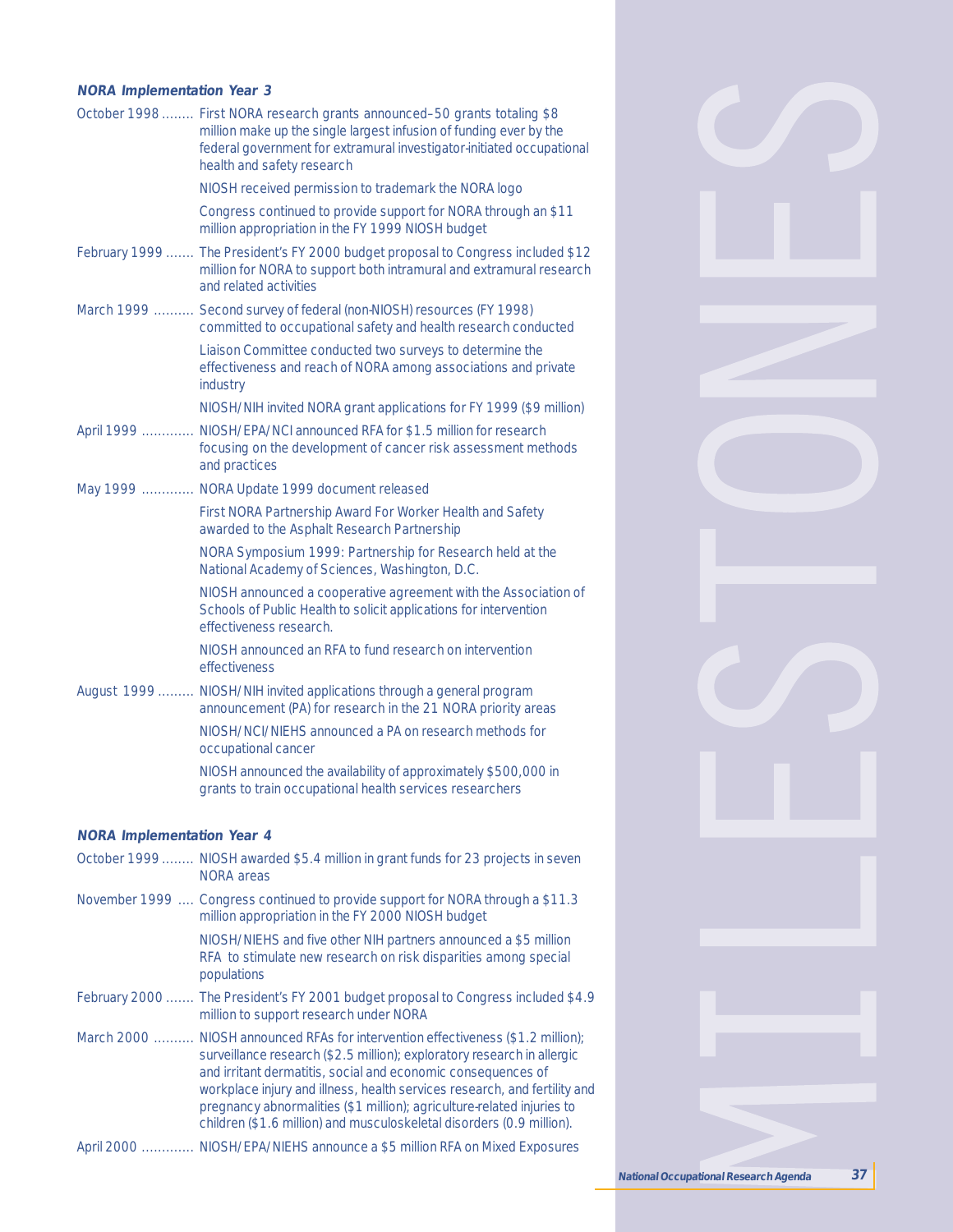***NORA Implementation Year 3***

October 1998 ........ First NORA research grants announced–50 grants totaling $8 million make up the single largest infusion of funding ever by the federal government for extramural investigator-initiated occupational health and safety research

NIOSH received permission to trademark the NORA logo

Congress continued to provide support for NORA through an $11 million appropriation in the FY 1999 NIOSH budget

February 1999 ....... The President's FY 2000 budget proposal to Congress included $12 million for NORA to support both intramural and extramural research and related activities

March 1999 .......... Second survey of federal (non-NIOSH) resources (FY 1998) committed to occupational safety and health research conducted

Liaison Committee conducted two surveys to determine the effectiveness and reach of NORA among associations and private industry

NIOSH/NIH invited NORA grant applications for FY 1999 ($9 million)

April 1999 ............. NIOSH/EPA/NCI announced RFA for $1.5 million for research focusing on the development of cancer risk assessment methods and practices

May 1999 ............. NORA Update 1999 document released

First NORA Partnership Award For Worker Health and Safety awarded to the Asphalt Research Partnership

NORA Symposium 1999: Partnership for Research held at the National Academy of Sciences, Washington, D.C.

NIOSH announced a cooperative agreement with the Association of Schools of Public Health to solicit applications for intervention effectiveness research.

NIOSH announced an RFA to fund research on intervention effectiveness

August 1999 ......... NIOSH/NIH invited applications through a general program announcement (PA) for research in the 21 NORA priority areas

NIOSH/NCI/NIEHS announced a PA on research methods for occupational cancer

NIOSH announced the availability of approximately $500,000 in grants to train occupational health services researchers

***NORA Implementation Year 4***

October 1999 ........ NIOSH awarded $5.4 million in grant funds for 23 projects in seven NORA areas

November 1999 .... Congress continued to provide support for NORA through a $11.3 million appropriation in the FY 2000 NIOSH budget

NIOSH/NIEHS and five other NIH partners announced a $5 million RFA to stimulate new research on risk disparities among special populations

February 2000 ....... The President's FY 2001 budget proposal to Congress included $4.9 million to support research under NORA

March 2000 .......... NIOSH announced RFAs for intervention effectiveness ($1.2 million); surveillance research ($2.5 million); exploratory research in allergic and irritant dermatitis, social and economic consequences of workplace injury and illness, health services research, and fertility and pregnancy abnormalities ($1 million); agriculture-related injuries to children ($1.6 million) and musculoskeletal disorders (0.9 million).

April 2000 ............. NIOSH/EPA/NIEHS announce a $5 million RFA on Mixed Exposures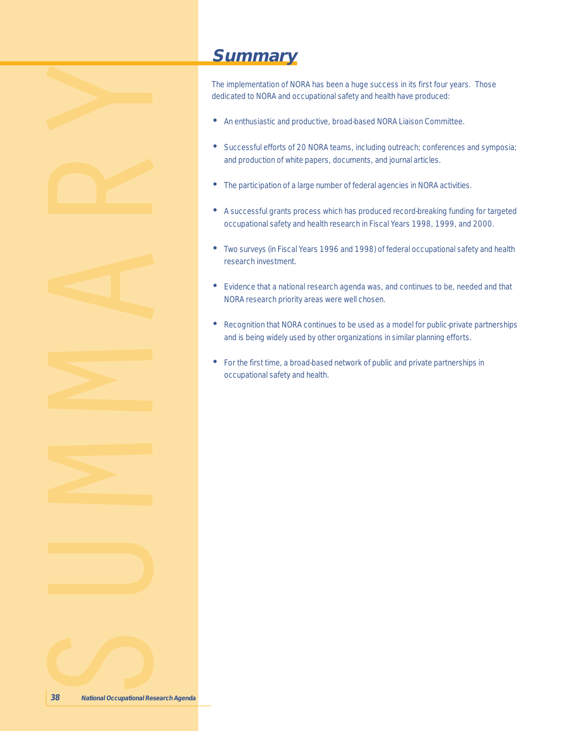# Summary

The implementation of NORA has been a huge success in its first four years. Those dedicated to NORA and occupational safety and health have produced:

- An enthusiastic and productive, broad-based NORA Liaison Committee.
- Successful efforts of 20 NORA teams, including outreach; conferences and symposia; and production of white papers, documents, and journal articles.
- The participation of a large number of federal agencies in NORA activities.
- A successful grants process which has produced record-breaking funding for targeted occupational safety and health research in Fiscal Years 1998, 1999, and 2000.
- Two surveys (in Fiscal Years 1996 and 1998) of federal occupational safety and health research investment.
- Evidence that a national research agenda was, and continues to be, needed and that NORA research priority areas were well chosen.
- Recognition that NORA continues to be used as a model for public-private partnerships and is being widely used by other organizations in similar planning efforts.
- For the first time, a broad-based network of public and private partnerships in occupational safety and health.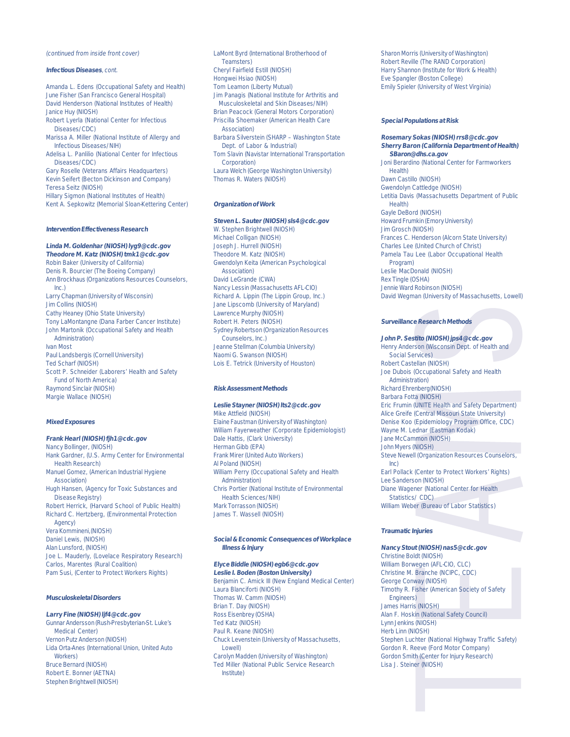*(continued from inside front cover)*

### *Infectious Diseases, cont.*

Amanda L. Edens (Occupational Safety and Health)
June Fisher (San Francisco General Hospital)
David Henderson (National Institutes of Health)
Janice Huy (NIOSH)
Robert Lyerla (National Center for Infectious Diseases/CDC)
Marissa A. Miller (National Institute of Allergy and Infectious Diseases/NIH)
Adelisa L. Panlilio (National Center for Infectious Diseases/CDC)
Gary Roselle (Veterans Affairs Headquarters)
Kevin Seifert (Becton Dickinson and Company)
Teresa Seitz (NIOSH)
Hillary Sigmon (National Institutes of Health)
Kent A. Sepkowitz (Memorial Sloan-Kettering Center)

### *Intervention Effectiveness Research*

***Linda M. Goldenhar (NIOSH) lyg9@cdc.gov***
***Theodore M. Katz (NIOSH) tmk1@cdc.gov***
Robin Baker (University of California)
Denis R. Bourcier (The Boeing Company)
Ann Brockhaus (Organizations Resources Counselors, Inc.)
Larry Chapman (University of Wisconsin)
Jim Collins (NIOSH)
Cathy Heaney (Ohio State University)
Tony LaMontagne (Dana Farber Cancer Institute)
John Martonik (Occupational Safety and Health Administration)
Ivan Most
Paul Landsbergis (Cornell University)
Ted Scharf (NIOSH)
Scott P. Schneider (Laborers' Health and Safety Fund of North America)
Raymond Sinclair (NIOSH)
Margie Wallace (NIOSH)

### *Mixed Exposures*

***Frank Hearl (NIOSH) fjh1@cdc.gov***
Nancy Bollinger, (NIOSH)
Hank Gardner, (U.S. Army Center for Environmental Health Research)
Manuel Gomez, (American Industrial Hygiene Association)
Hugh Hansen, (Agency for Toxic Substances and Disease Registry)
Robert Herrick, (Harvard School of Public Health)
Richard C. Hertzberg, (Environmental Protection Agency)
Vera Kommineni,(NIOSH)
Daniel Lewis, (NIOSH)
Alan Lunsford, (NIOSH)
Joe L. Mauderly, (Lovelace Respiratory Research)
Carlos, Marentes (Rural Coalition)
Pam Susi, (Center to Protect Workers Rights)

### *Musculoskeletal Disorders*

***Larry Fine (NIOSH) ljf4@cdc.gov***
Gunnar Andersson (Rush-Presbyterian-St. Luke's Medical Center)
Vernon Putz Anderson (NIOSH)
Lida Orta-Anes (International Union, United Auto Workers)
Bruce Bernard (NIOSH)
Robert E. Bonner (AETNA)
Stephen Brightwell (NIOSH)
LaMont Byrd (International Brotherhood of Teamsters)
Cheryl Fairfield Estill (NIOSH)
Hongwei Hsiao (NIOSH)
Tom Leamon (Liberty Mutual)
Jim Panagis (National Institute for Arthritis and Musculoskeletal and Skin Diseases/NIH)
Brian Peacock (General Motors Corporation)
Priscilla Shoemaker (American Health Care Association)
Barbara Silverstein (SHARP – Washington State Dept. of Labor & Industrial)
Tom Slavin (Navistar International Transportation Corporation)
Laura Welch (George Washington University)
Thomas R. Waters (NIOSH)

### *Organization of Work*

***Steven L. Sauter (NIOSH) sls4@cdc.gov***
W. Stephen Brightwell (NIOSH)
Michael Colligan (NIOSH)
Joseph J. Hurrell (NIOSH)
Theodore M. Katz (NIOSH)
Gwendolyn Keita (American Psychological Association)
David LeGrande (CWA)
Nancy Lessin (Massachusetts AFL-CIO)
Richard A. Lippin (The Lippin Group, Inc.)
Jane Lipscomb (University of Maryland)
Lawrence Murphy (NIOSH)
Robert H. Peters (NIOSH)
Sydney Robertson (Organization Resources Counselors, Inc.)
Jeanne Stellman (Columbia University)
Naomi G. Swanson (NIOSH)
Lois E. Tetrick (University of Houston)

### *Risk Assessment Methods*

***Leslie Stayner (NIOSH) lts2@cdc.gov***
Mike Attfield (NIOSH)
Elaine Faustman (University of Washington)
William Fayerweather (Corporate Epidemiologist)
Dale Hattis, (Clark University)
Herman Gibb (EPA)
Frank Mirer (United Auto Workers)
Al Poland (NIOSH)
William Perry (Occupational Safety and Health Administration)
Chris Portier (National Institute of Environmental Health Sciences/NIH)
Mark Torrasson (NIOSH)
James T. Wassell (NIOSH)

### *Social & Economic Consequences of Workplace Illness & Injury*

***Elyce Biddle (NIOSH) egb6@cdc.gov***
***Leslie I. Boden (Boston University)***
Benjamin C. Amick III (New England Medical Center)
Laura Blanciforti (NIOSH)
Thomas W. Camm (NIOSH)
Brian T. Day (NIOSH)
Ross Eisenbrey (OSHA)
Ted Katz (NIOSH)
Paul R. Keane (NIOSH)
Chuck Levenstein (University of Massachusetts, Lowell)
Carolyn Madden (University of Washington)
Ted Miller (National Public Service Research Institute)
Sharon Morris (University of Washington)
Robert Reville (The RAND Corporation)
Harry Shannon (Institute for Work & Health)
Eve Spangler (Boston College)
Emily Spieler (University of West Virginia)

### *Special Populations at Risk*

***Rosemary Sokas (NIOSH) rrs8@cdc.gov***
***Sherry Baron (California Department of Health) SBaron@dhs.ca.gov***
Joni Berardino (National Center for Farmworkers Health)
Dawn Castillo (NIOSH)
Gwendolyn Cattledge (NIOSH)
Letitia Davis (Massachusetts Department of Public Health)
Gayle DeBord (NIOSH)
Howard Frumkin (Emory University)
Jim Grosch (NIOSH)
Frances C. Henderson (Alcorn State University)
Charles Lee (United Church of Christ)
Pamela Tau Lee (Labor Occupational Health Program)
Leslie MacDonald (NIOSH)
Rex Tingle (OSHA)
Jennie Ward Robinson (NIOSH)
David Wegman (University of Massachusetts, Lowell)

### *Surveillance Research Methods*

***John P. Sestito (NIOSH) jps4@cdc.gov***
Henry Anderson (Wisconsin Dept. of Health and Social Services)
Robert Castellan (NIOSH)
Joe Dubois (Occupational Safety and Health Administration)
Richard Ehrenberg(NIOSH)
Barbara Fotta (NIOSH)
Eric Frumin (UNITE Health and Safety Department)
Alice Greife (Central Missouri State University)
Denise Koo (Epidemiology Program Office, CDC)
Wayne M. Lednar (Eastman Kodak)
Jane McCammon (NIOSH)
John Myers (NIOSH)
Steve Newell (Organization Resources Counselors, Inc)
Earl Pollack (Center to Protect Workers' Rights)
Lee Sanderson (NIOSH)
Diane Wagener (National Center for Health Statistics/ CDC)
William Weber (Bureau of Labor Statistics)

### *Traumatic Injuries*

***Nancy Stout (NIOSH) nas5@cdc.gov***
Christine Boldt (NIOSH)
William Borwegen (AFL-CIO, CLC)
Christine M. Branche (NCIPC, CDC)
George Conway (NIOSH)
Timothy R. Fisher (American Society of Safety Engineers)
James Harris (NIOSH)
Alan F. Hoskin (National Safety Council)
Lynn Jenkins (NIOSH)
Herb Linn (NIOSH)
Stephen Luchter (National Highway Traffic Safety)
Gordon R. Reeve (Ford Motor Company)
Gordon Smith (Center for Injury Research)
Lisa J. Steiner (NIOSH)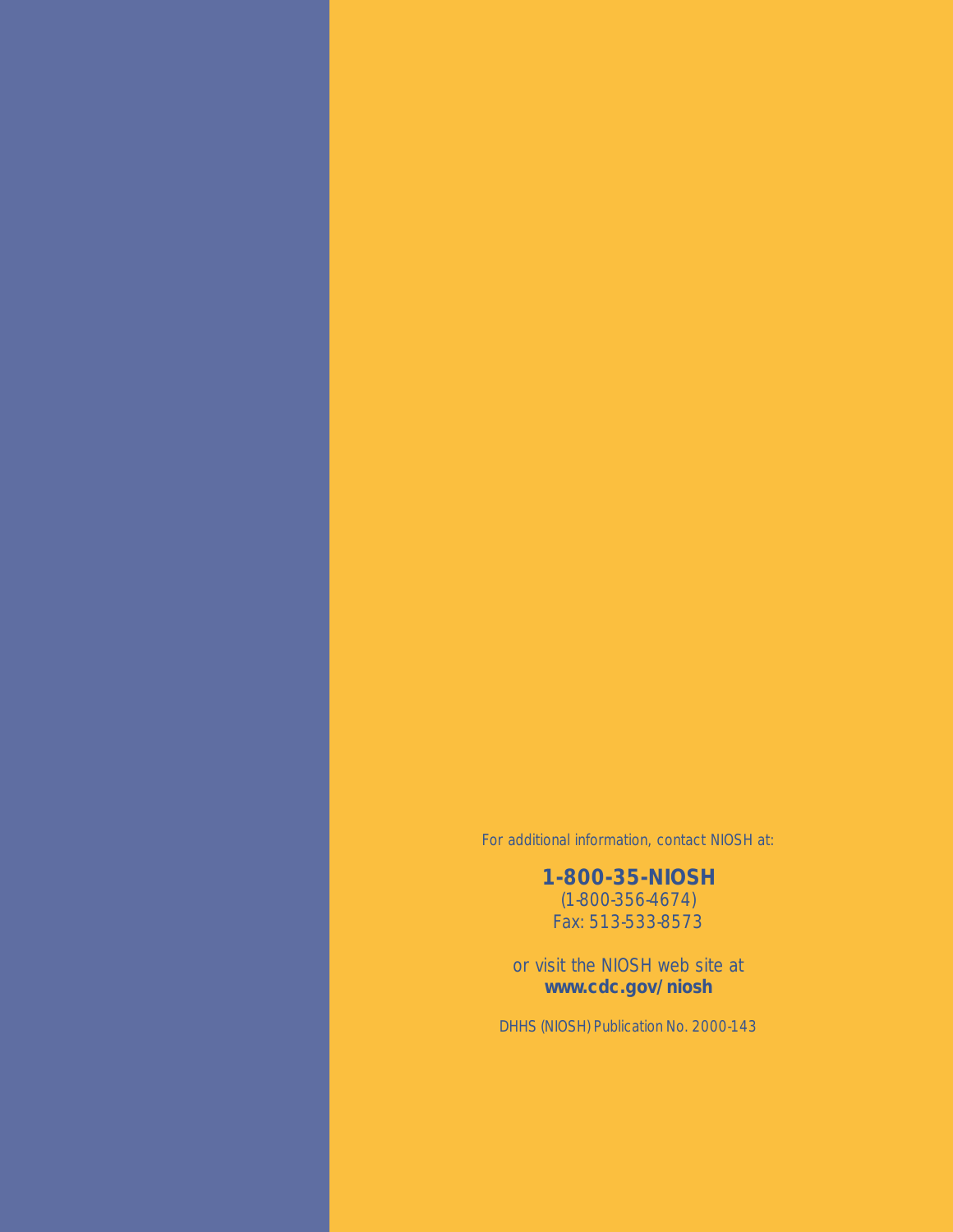For additional information, contact NIOSH at:

**1-800-35-NIOSH**
(1-800-356-4674)
Fax: 513-533-8573

or visit the NIOSH web site at
**www.cdc.gov/niosh**

DHHS (NIOSH) Publication No. 2000-143